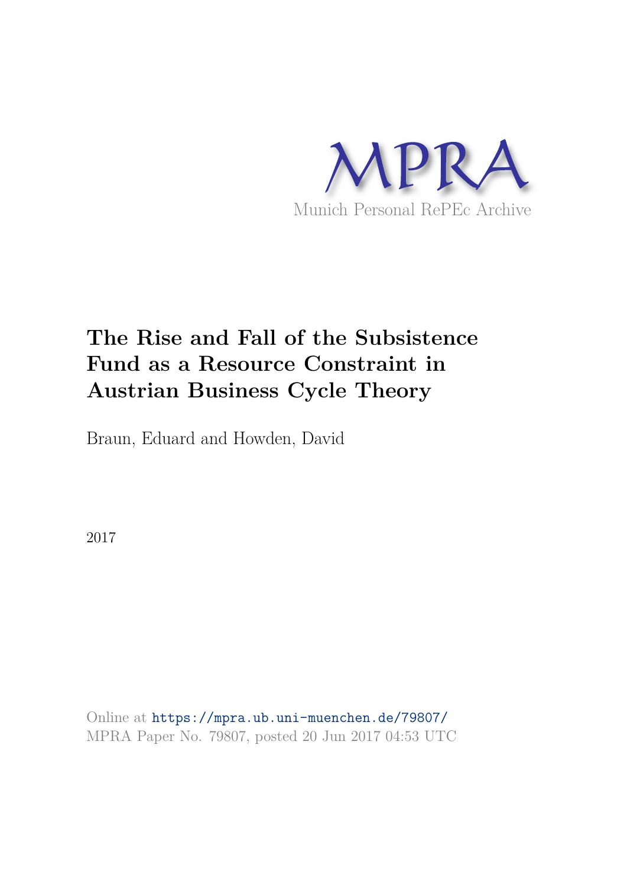MPRA

Munich Personal RePEc Archive

# The Rise and Fall of the Subsistence Fund as a Resource Constraint in Austrian Business Cycle Theory

Braun, Eduard and Howden, David

2017

Online at https://mpra.ub.uni-muenchen.de/79807/

MPRA Paper No. 79807, posted 20 Jun 2017 04:53 UTC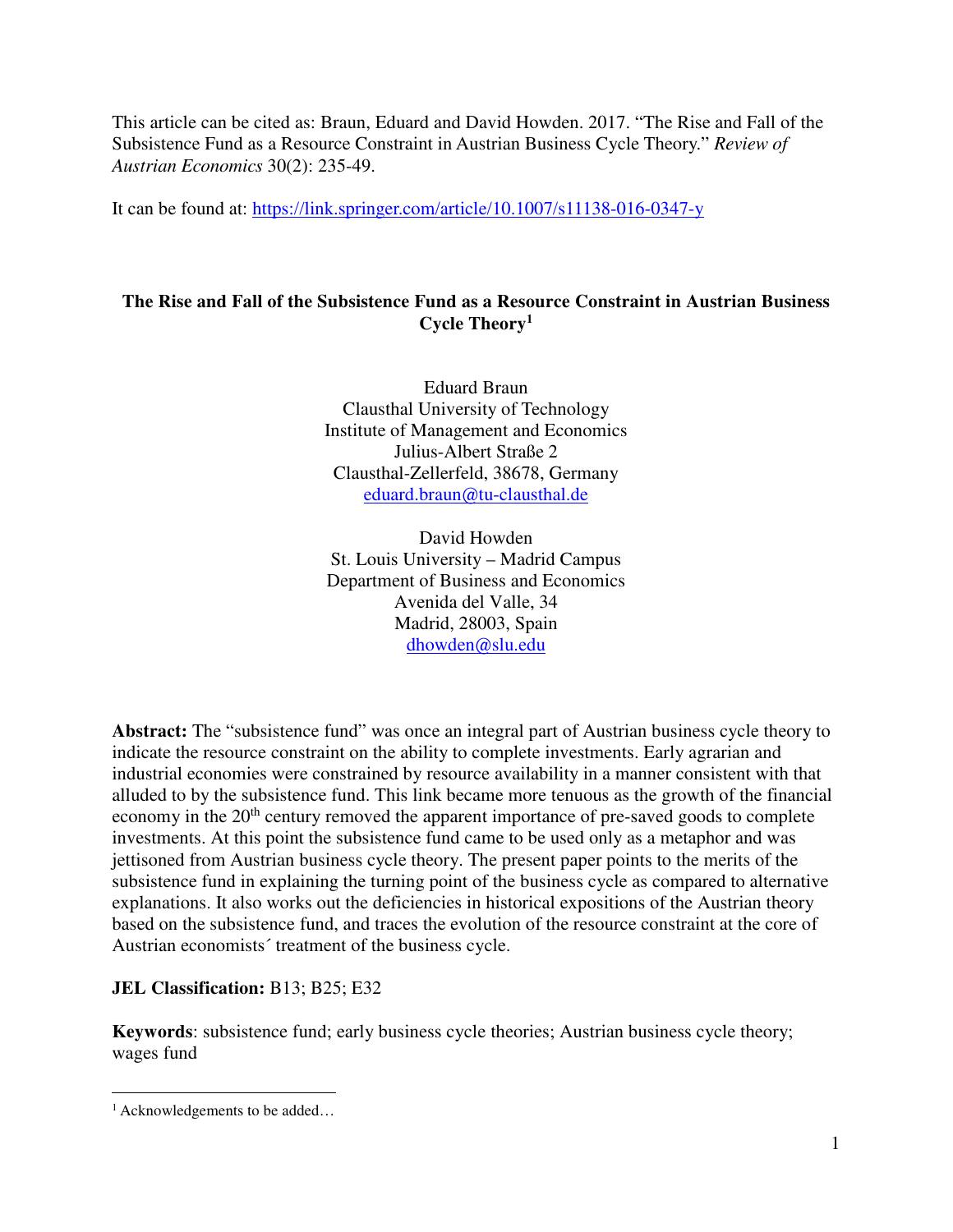This article can be cited as: Braun, Eduard and David Howden. 2017. "The Rise and Fall of the Subsistence Fund as a Resource Constraint in Austrian Business Cycle Theory." *Review of Austrian Economics* 30(2): 235-49.

It can be found at: https://link.springer.com/article/10.1007/s11138-016-0347-y

**The Rise and Fall of the Subsistence Fund as a Resource Constraint in Austrian Business Cycle Theory**[1]

Eduard Braun
Clausthal University of Technology
Institute of Management and Economics
Julius-Albert Straße 2
Clausthal-Zellerfeld, 38678, Germany
eduard.braun@tu-clausthal.de

David Howden
St. Louis University – Madrid Campus
Department of Business and Economics
Avenida del Valle, 34
Madrid, 28003, Spain
dhowden@slu.edu

**Abstract:** The "subsistence fund" was once an integral part of Austrian business cycle theory to indicate the resource constraint on the ability to complete investments. Early agrarian and industrial economies were constrained by resource availability in a manner consistent with that alluded to by the subsistence fund. This link became more tenuous as the growth of the financial economy in the 20th century removed the apparent importance of pre-saved goods to complete investments. At this point the subsistence fund came to be used only as a metaphor and was jettisoned from Austrian business cycle theory. The present paper points to the merits of the subsistence fund in explaining the turning point of the business cycle as compared to alternative explanations. It also works out the deficiencies in historical expositions of the Austrian theory based on the subsistence fund, and traces the evolution of the resource constraint at the core of Austrian economists´ treatment of the business cycle.

**JEL Classification:** B13; B25; E32

**Keywords**: subsistence fund; early business cycle theories; Austrian business cycle theory; wages fund

[1] Acknowledgements to be added…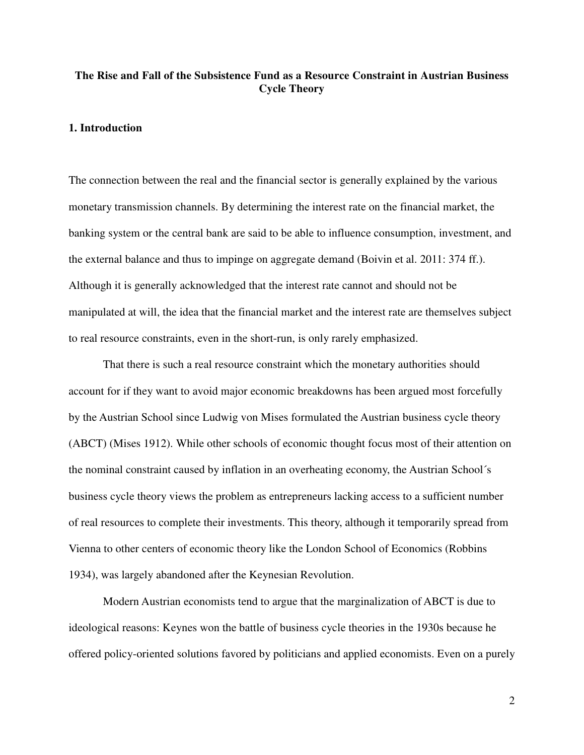# The Rise and Fall of the Subsistence Fund as a Resource Constraint in Austrian Business Cycle Theory

## 1. Introduction

The connection between the real and the financial sector is generally explained by the various monetary transmission channels. By determining the interest rate on the financial market, the banking system or the central bank are said to be able to influence consumption, investment, and the external balance and thus to impinge on aggregate demand (Boivin et al. 2011: 374 ff.). Although it is generally acknowledged that the interest rate cannot and should not be manipulated at will, the idea that the financial market and the interest rate are themselves subject to real resource constraints, even in the short-run, is only rarely emphasized.

That there is such a real resource constraint which the monetary authorities should account for if they want to avoid major economic breakdowns has been argued most forcefully by the Austrian School since Ludwig von Mises formulated the Austrian business cycle theory (ABCT) (Mises 1912). While other schools of economic thought focus most of their attention on the nominal constraint caused by inflation in an overheating economy, the Austrian School´s business cycle theory views the problem as entrepreneurs lacking access to a sufficient number of real resources to complete their investments. This theory, although it temporarily spread from Vienna to other centers of economic theory like the London School of Economics (Robbins 1934), was largely abandoned after the Keynesian Revolution.

Modern Austrian economists tend to argue that the marginalization of ABCT is due to ideological reasons: Keynes won the battle of business cycle theories in the 1930s because he offered policy-oriented solutions favored by politicians and applied economists. Even on a purely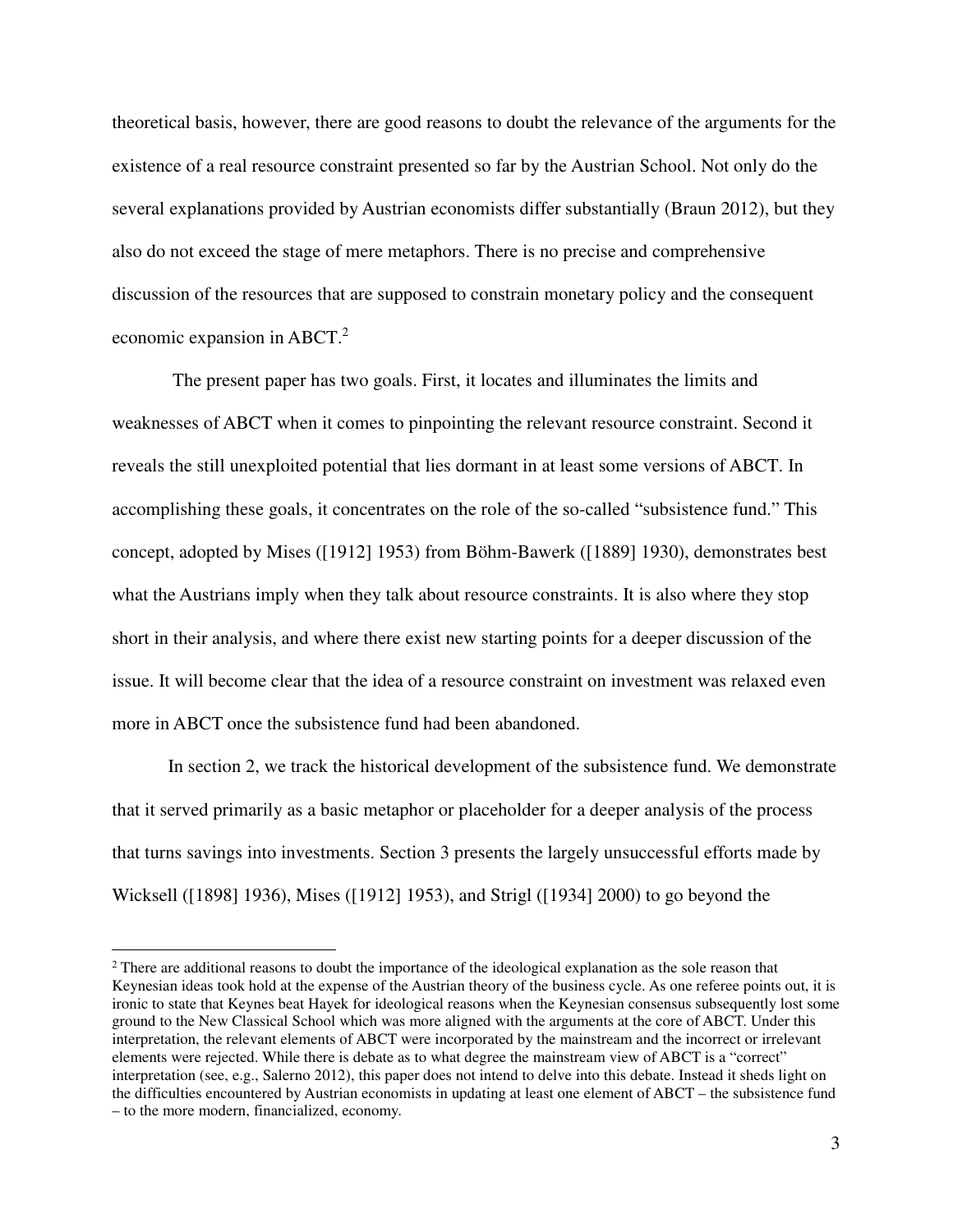theoretical basis, however, there are good reasons to doubt the relevance of the arguments for the existence of a real resource constraint presented so far by the Austrian School. Not only do the several explanations provided by Austrian economists differ substantially (Braun 2012), but they also do not exceed the stage of mere metaphors. There is no precise and comprehensive discussion of the resources that are supposed to constrain monetary policy and the consequent economic expansion in ABCT.[2]

The present paper has two goals. First, it locates and illuminates the limits and weaknesses of ABCT when it comes to pinpointing the relevant resource constraint. Second it reveals the still unexploited potential that lies dormant in at least some versions of ABCT. In accomplishing these goals, it concentrates on the role of the so-called "subsistence fund." This concept, adopted by Mises ([1912] 1953) from Böhm-Bawerk ([1889] 1930), demonstrates best what the Austrians imply when they talk about resource constraints. It is also where they stop short in their analysis, and where there exist new starting points for a deeper discussion of the issue. It will become clear that the idea of a resource constraint on investment was relaxed even more in ABCT once the subsistence fund had been abandoned.

In section 2, we track the historical development of the subsistence fund. We demonstrate that it served primarily as a basic metaphor or placeholder for a deeper analysis of the process that turns savings into investments. Section 3 presents the largely unsuccessful efforts made by Wicksell ([1898] 1936), Mises ([1912] 1953), and Strigl ([1934] 2000) to go beyond the

[2] There are additional reasons to doubt the importance of the ideological explanation as the sole reason that Keynesian ideas took hold at the expense of the Austrian theory of the business cycle. As one referee points out, it is ironic to state that Keynes beat Hayek for ideological reasons when the Keynesian consensus subsequently lost some ground to the New Classical School which was more aligned with the arguments at the core of ABCT. Under this interpretation, the relevant elements of ABCT were incorporated by the mainstream and the incorrect or irrelevant elements were rejected. While there is debate as to what degree the mainstream view of ABCT is a "correct" interpretation (see, e.g., Salerno 2012), this paper does not intend to delve into this debate. Instead it sheds light on the difficulties encountered by Austrian economists in updating at least one element of ABCT – the subsistence fund – to the more modern, financialized, economy.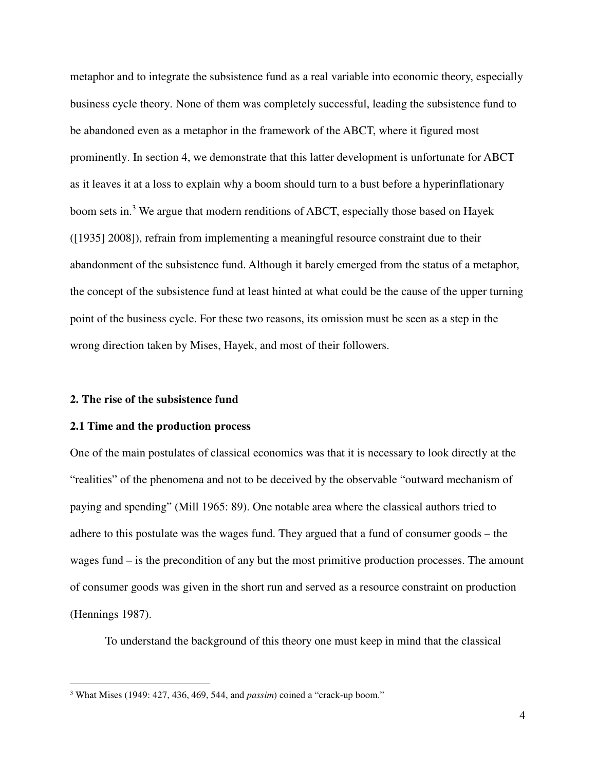metaphor and to integrate the subsistence fund as a real variable into economic theory, especially business cycle theory. None of them was completely successful, leading the subsistence fund to be abandoned even as a metaphor in the framework of the ABCT, where it figured most prominently. In section 4, we demonstrate that this latter development is unfortunate for ABCT as it leaves it at a loss to explain why a boom should turn to a bust before a hyperinflationary boom sets in.[3] We argue that modern renditions of ABCT, especially those based on Hayek ([1935] 2008]), refrain from implementing a meaningful resource constraint due to their abandonment of the subsistence fund. Although it barely emerged from the status of a metaphor, the concept of the subsistence fund at least hinted at what could be the cause of the upper turning point of the business cycle. For these two reasons, its omission must be seen as a step in the wrong direction taken by Mises, Hayek, and most of their followers.

## 2. The rise of the subsistence fund

### 2.1 Time and the production process

One of the main postulates of classical economics was that it is necessary to look directly at the "realities" of the phenomena and not to be deceived by the observable "outward mechanism of paying and spending" (Mill 1965: 89). One notable area where the classical authors tried to adhere to this postulate was the wages fund. They argued that a fund of consumer goods – the wages fund – is the precondition of any but the most primitive production processes. The amount of consumer goods was given in the short run and served as a resource constraint on production (Hennings 1987).

To understand the background of this theory one must keep in mind that the classical

[3] What Mises (1949: 427, 436, 469, 544, and *passim*) coined a "crack-up boom."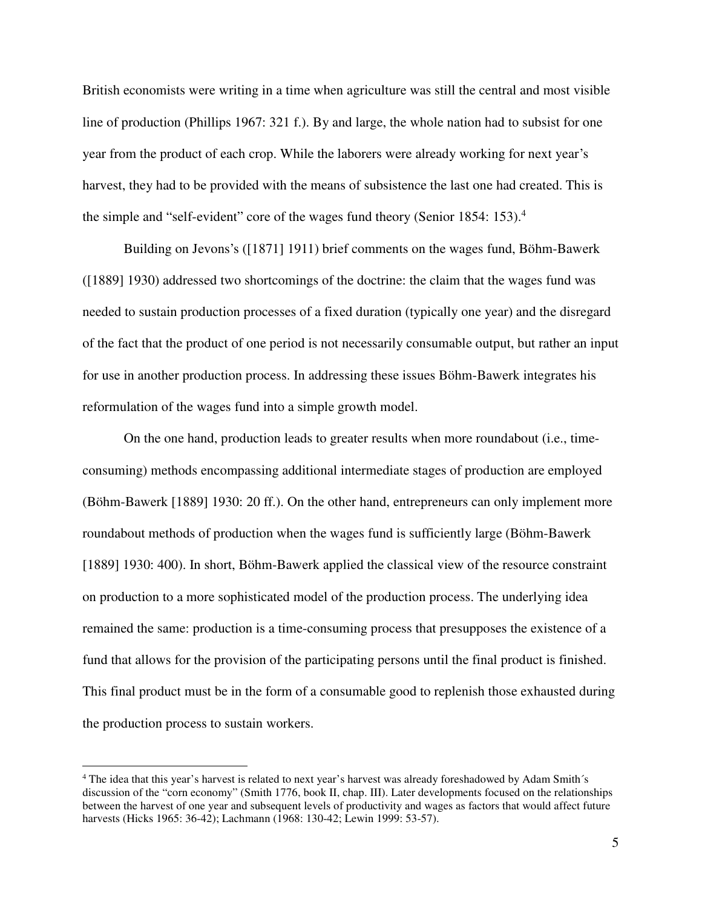British economists were writing in a time when agriculture was still the central and most visible line of production (Phillips 1967: 321 f.). By and large, the whole nation had to subsist for one year from the product of each crop. While the laborers were already working for next year's harvest, they had to be provided with the means of subsistence the last one had created. This is the simple and "self-evident" core of the wages fund theory (Senior 1854: 153).[4]

Building on Jevons's ([1871] 1911) brief comments on the wages fund, Böhm-Bawerk ([1889] 1930) addressed two shortcomings of the doctrine: the claim that the wages fund was needed to sustain production processes of a fixed duration (typically one year) and the disregard of the fact that the product of one period is not necessarily consumable output, but rather an input for use in another production process. In addressing these issues Böhm-Bawerk integrates his reformulation of the wages fund into a simple growth model.

On the one hand, production leads to greater results when more roundabout (i.e., time-consuming) methods encompassing additional intermediate stages of production are employed (Böhm-Bawerk [1889] 1930: 20 ff.). On the other hand, entrepreneurs can only implement more roundabout methods of production when the wages fund is sufficiently large (Böhm-Bawerk [1889] 1930: 400). In short, Böhm-Bawerk applied the classical view of the resource constraint on production to a more sophisticated model of the production process. The underlying idea remained the same: production is a time-consuming process that presupposes the existence of a fund that allows for the provision of the participating persons until the final product is finished. This final product must be in the form of a consumable good to replenish those exhausted during the production process to sustain workers.

---

[4] The idea that this year's harvest is related to next year's harvest was already foreshadowed by Adam Smith´s discussion of the "corn economy" (Smith 1776, book II, chap. III). Later developments focused on the relationships between the harvest of one year and subsequent levels of productivity and wages as factors that would affect future harvests (Hicks 1965: 36-42); Lachmann (1968: 130-42; Lewin 1999: 53-57).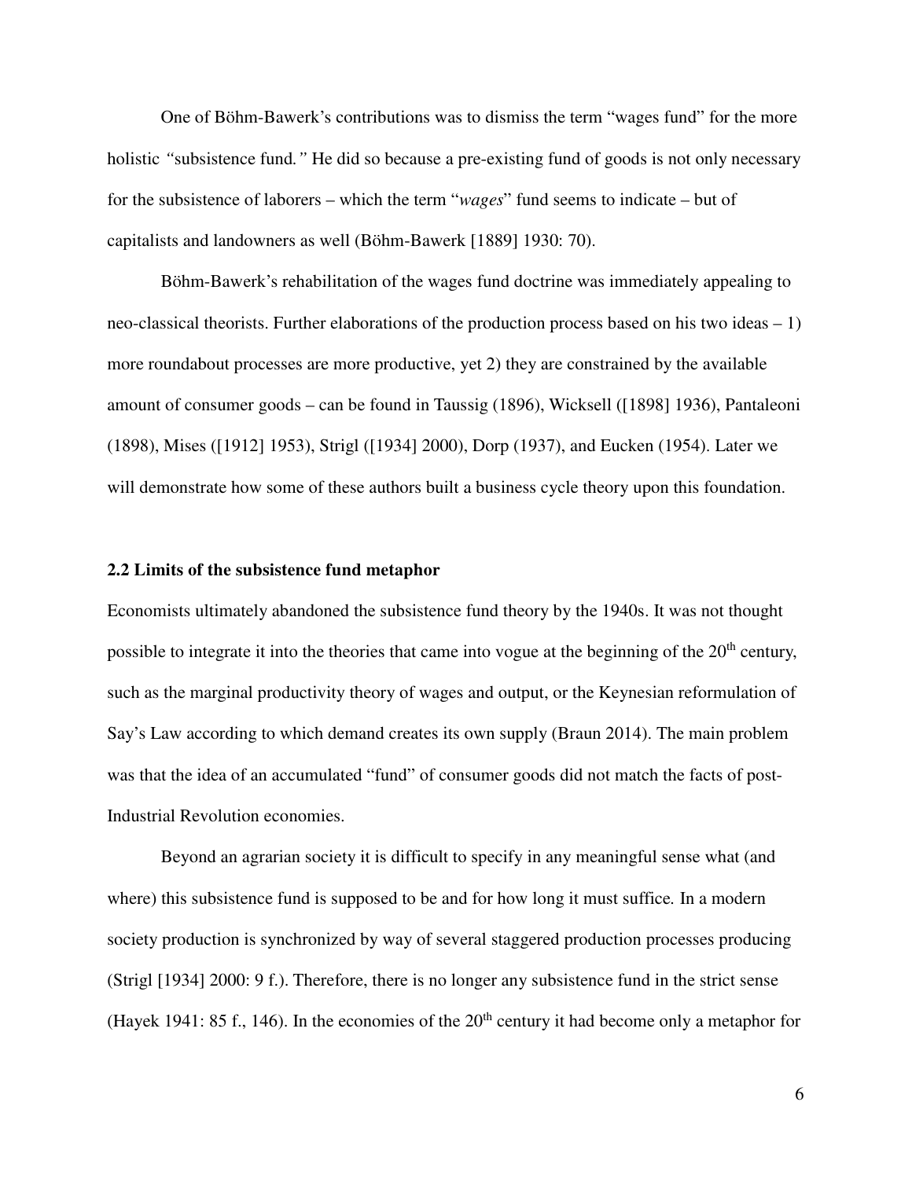One of Böhm-Bawerk's contributions was to dismiss the term "wages fund" for the more holistic *"*subsistence fund*."* He did so because a pre-existing fund of goods is not only necessary for the subsistence of laborers – which the term "*wages*" fund seems to indicate – but of capitalists and landowners as well (Böhm-Bawerk [1889] 1930: 70).

Böhm-Bawerk's rehabilitation of the wages fund doctrine was immediately appealing to neo-classical theorists. Further elaborations of the production process based on his two ideas – 1) more roundabout processes are more productive, yet 2) they are constrained by the available amount of consumer goods – can be found in Taussig (1896), Wicksell ([1898] 1936), Pantaleoni (1898), Mises ([1912] 1953), Strigl ([1934] 2000), Dorp (1937), and Eucken (1954). Later we will demonstrate how some of these authors built a business cycle theory upon this foundation.

### 2.2 Limits of the subsistence fund metaphor

Economists ultimately abandoned the subsistence fund theory by the 1940s. It was not thought possible to integrate it into the theories that came into vogue at the beginning of the 20th century, such as the marginal productivity theory of wages and output, or the Keynesian reformulation of Say's Law according to which demand creates its own supply (Braun 2014). The main problem was that the idea of an accumulated "fund" of consumer goods did not match the facts of post-Industrial Revolution economies.

Beyond an agrarian society it is difficult to specify in any meaningful sense what (and where) this subsistence fund is supposed to be and for how long it must suffice. In a modern society production is synchronized by way of several staggered production processes producing (Strigl [1934] 2000: 9 f.). Therefore, there is no longer any subsistence fund in the strict sense (Hayek 1941: 85 f., 146). In the economies of the 20th century it had become only a metaphor for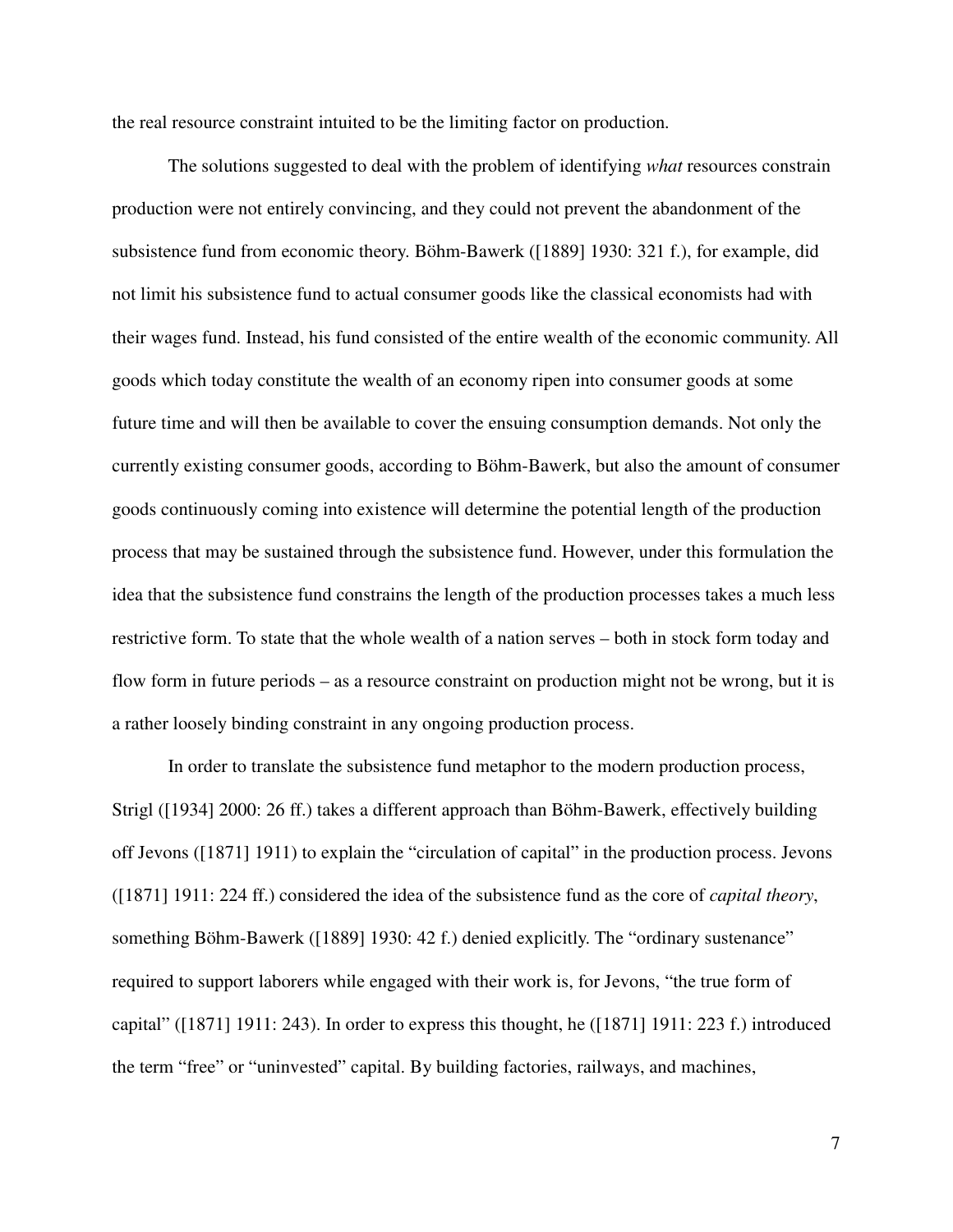the real resource constraint intuited to be the limiting factor on production.

The solutions suggested to deal with the problem of identifying *what* resources constrain production were not entirely convincing, and they could not prevent the abandonment of the subsistence fund from economic theory. Böhm-Bawerk ([1889] 1930: 321 f.), for example, did not limit his subsistence fund to actual consumer goods like the classical economists had with their wages fund. Instead, his fund consisted of the entire wealth of the economic community. All goods which today constitute the wealth of an economy ripen into consumer goods at some future time and will then be available to cover the ensuing consumption demands. Not only the currently existing consumer goods, according to Böhm-Bawerk, but also the amount of consumer goods continuously coming into existence will determine the potential length of the production process that may be sustained through the subsistence fund. However, under this formulation the idea that the subsistence fund constrains the length of the production processes takes a much less restrictive form. To state that the whole wealth of a nation serves – both in stock form today and flow form in future periods – as a resource constraint on production might not be wrong, but it is a rather loosely binding constraint in any ongoing production process.

In order to translate the subsistence fund metaphor to the modern production process, Strigl ([1934] 2000: 26 ff.) takes a different approach than Böhm-Bawerk, effectively building off Jevons ([1871] 1911) to explain the "circulation of capital" in the production process. Jevons ([1871] 1911: 224 ff.) considered the idea of the subsistence fund as the core of *capital theory*, something Böhm-Bawerk ([1889] 1930: 42 f.) denied explicitly. The "ordinary sustenance" required to support laborers while engaged with their work is, for Jevons, "the true form of capital" ([1871] 1911: 243). In order to express this thought, he ([1871] 1911: 223 f.) introduced the term "free" or "uninvested" capital. By building factories, railways, and machines,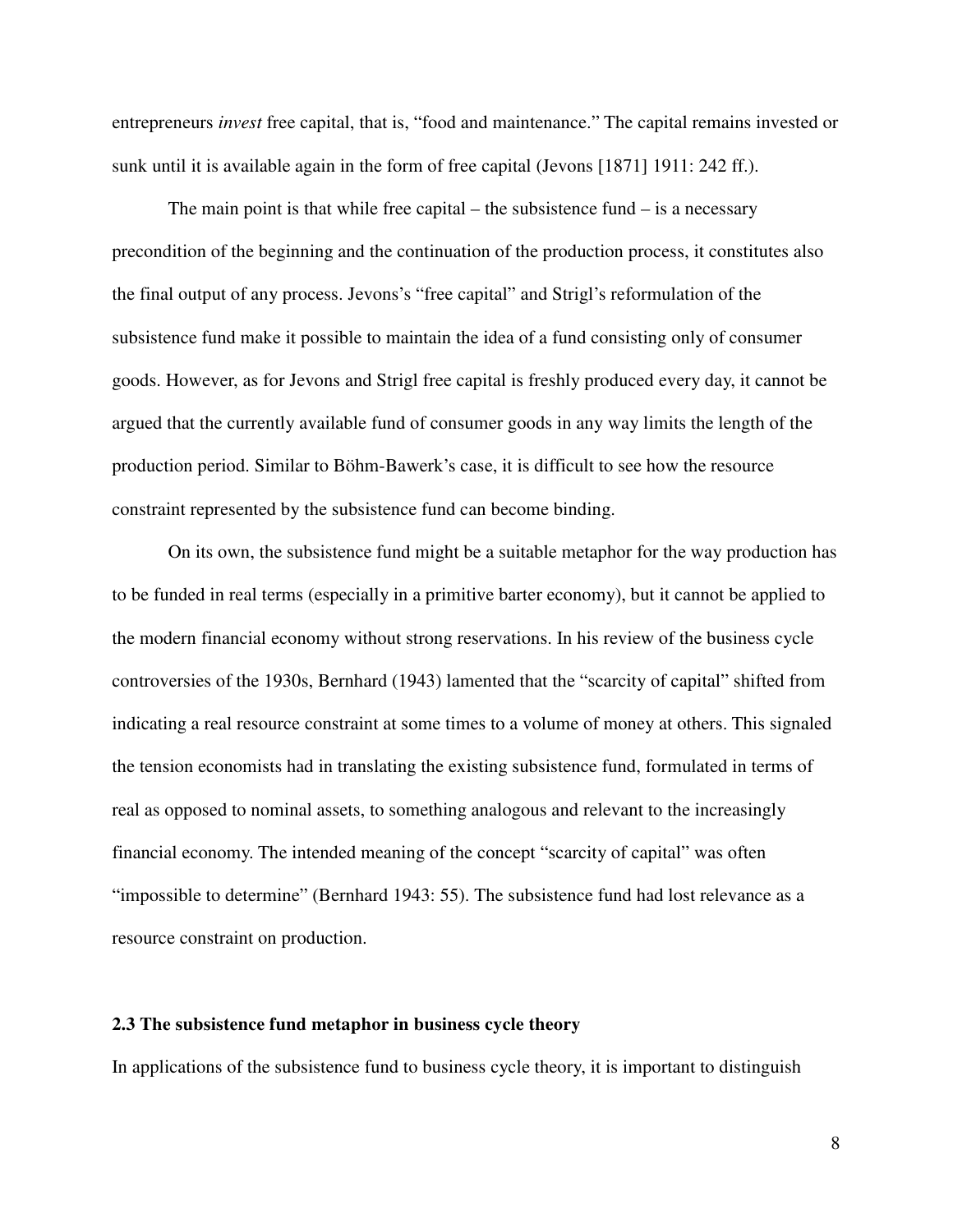entrepreneurs *invest* free capital, that is, "food and maintenance." The capital remains invested or sunk until it is available again in the form of free capital (Jevons [1871] 1911: 242 ff.).

The main point is that while free capital – the subsistence fund – is a necessary precondition of the beginning and the continuation of the production process, it constitutes also the final output of any process. Jevons's "free capital" and Strigl's reformulation of the subsistence fund make it possible to maintain the idea of a fund consisting only of consumer goods. However, as for Jevons and Strigl free capital is freshly produced every day, it cannot be argued that the currently available fund of consumer goods in any way limits the length of the production period. Similar to Böhm-Bawerk's case, it is difficult to see how the resource constraint represented by the subsistence fund can become binding.

On its own, the subsistence fund might be a suitable metaphor for the way production has to be funded in real terms (especially in a primitive barter economy), but it cannot be applied to the modern financial economy without strong reservations. In his review of the business cycle controversies of the 1930s, Bernhard (1943) lamented that the "scarcity of capital" shifted from indicating a real resource constraint at some times to a volume of money at others. This signaled the tension economists had in translating the existing subsistence fund, formulated in terms of real as opposed to nominal assets, to something analogous and relevant to the increasingly financial economy. The intended meaning of the concept "scarcity of capital" was often "impossible to determine" (Bernhard 1943: 55). The subsistence fund had lost relevance as a resource constraint on production.

### 2.3 The subsistence fund metaphor in business cycle theory

In applications of the subsistence fund to business cycle theory, it is important to distinguish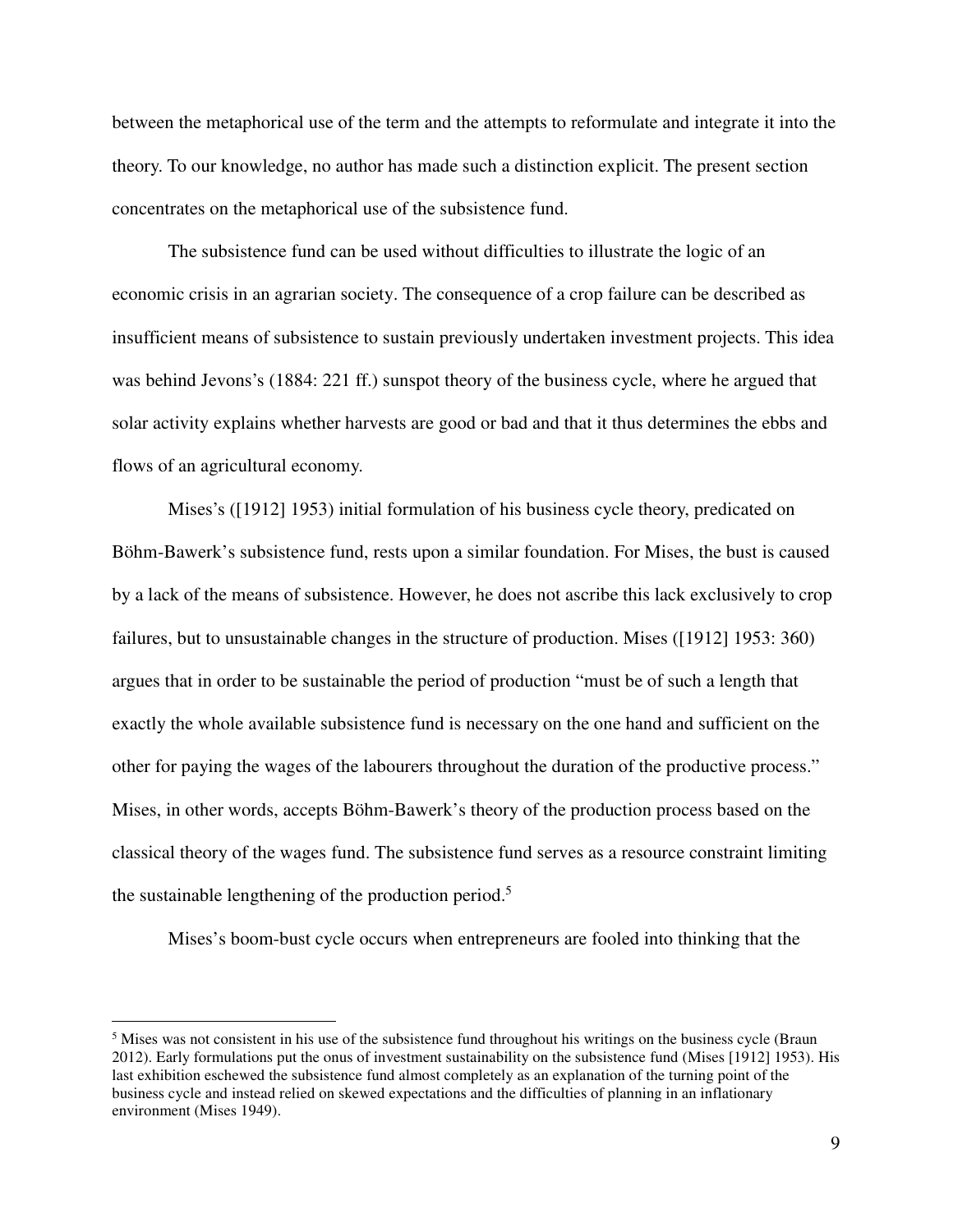between the metaphorical use of the term and the attempts to reformulate and integrate it into the theory. To our knowledge, no author has made such a distinction explicit. The present section concentrates on the metaphorical use of the subsistence fund.

The subsistence fund can be used without difficulties to illustrate the logic of an economic crisis in an agrarian society. The consequence of a crop failure can be described as insufficient means of subsistence to sustain previously undertaken investment projects. This idea was behind Jevons's (1884: 221 ff.) sunspot theory of the business cycle, where he argued that solar activity explains whether harvests are good or bad and that it thus determines the ebbs and flows of an agricultural economy.

Mises's ([1912] 1953) initial formulation of his business cycle theory, predicated on Böhm-Bawerk's subsistence fund, rests upon a similar foundation. For Mises, the bust is caused by a lack of the means of subsistence. However, he does not ascribe this lack exclusively to crop failures, but to unsustainable changes in the structure of production. Mises ([1912] 1953: 360) argues that in order to be sustainable the period of production "must be of such a length that exactly the whole available subsistence fund is necessary on the one hand and sufficient on the other for paying the wages of the labourers throughout the duration of the productive process." Mises, in other words, accepts Böhm-Bawerk's theory of the production process based on the classical theory of the wages fund. The subsistence fund serves as a resource constraint limiting the sustainable lengthening of the production period.[5]

Mises's boom-bust cycle occurs when entrepreneurs are fooled into thinking that the

[5] Mises was not consistent in his use of the subsistence fund throughout his writings on the business cycle (Braun 2012). Early formulations put the onus of investment sustainability on the subsistence fund (Mises [1912] 1953). His last exhibition eschewed the subsistence fund almost completely as an explanation of the turning point of the business cycle and instead relied on skewed expectations and the difficulties of planning in an inflationary environment (Mises 1949).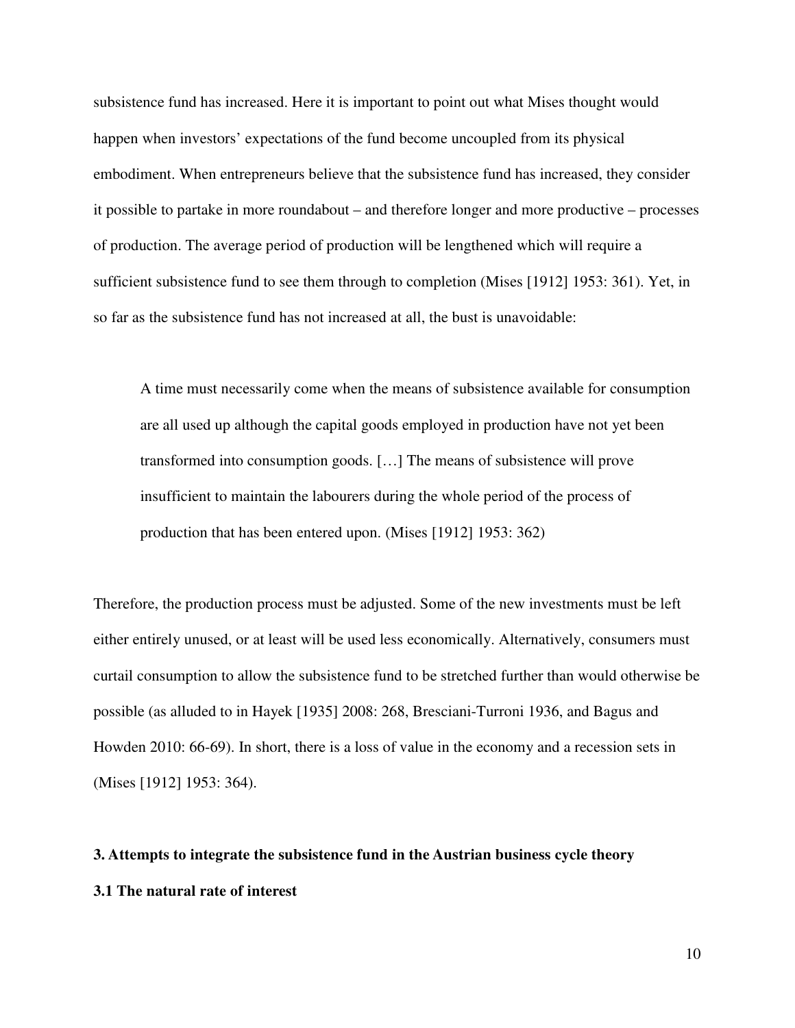subsistence fund has increased. Here it is important to point out what Mises thought would happen when investors' expectations of the fund become uncoupled from its physical embodiment. When entrepreneurs believe that the subsistence fund has increased, they consider it possible to partake in more roundabout – and therefore longer and more productive – processes of production. The average period of production will be lengthened which will require a sufficient subsistence fund to see them through to completion (Mises [1912] 1953: 361). Yet, in so far as the subsistence fund has not increased at all, the bust is unavoidable:

> A time must necessarily come when the means of subsistence available for consumption are all used up although the capital goods employed in production have not yet been transformed into consumption goods. […] The means of subsistence will prove insufficient to maintain the labourers during the whole period of the process of production that has been entered upon. (Mises [1912] 1953: 362)

Therefore, the production process must be adjusted. Some of the new investments must be left either entirely unused, or at least will be used less economically. Alternatively, consumers must curtail consumption to allow the subsistence fund to be stretched further than would otherwise be possible (as alluded to in Hayek [1935] 2008: 268, Bresciani-Turroni 1936, and Bagus and Howden 2010: 66-69). In short, there is a loss of value in the economy and a recession sets in (Mises [1912] 1953: 364).

## 3. Attempts to integrate the subsistence fund in the Austrian business cycle theory

### 3.1 The natural rate of interest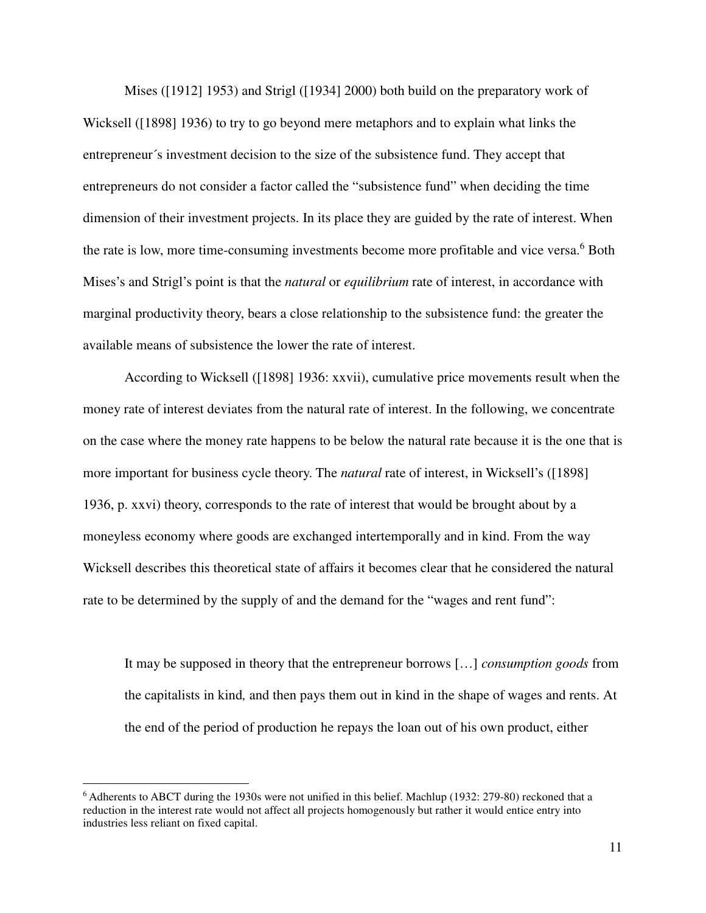Mises ([1912] 1953) and Strigl ([1934] 2000) both build on the preparatory work of Wicksell ([1898] 1936) to try to go beyond mere metaphors and to explain what links the entrepreneur´s investment decision to the size of the subsistence fund. They accept that entrepreneurs do not consider a factor called the "subsistence fund" when deciding the time dimension of their investment projects. In its place they are guided by the rate of interest. When the rate is low, more time-consuming investments become more profitable and vice versa.[6] Both Mises's and Strigl's point is that the *natural* or *equilibrium* rate of interest, in accordance with marginal productivity theory, bears a close relationship to the subsistence fund: the greater the available means of subsistence the lower the rate of interest.

According to Wicksell ([1898] 1936: xxvii), cumulative price movements result when the money rate of interest deviates from the natural rate of interest. In the following, we concentrate on the case where the money rate happens to be below the natural rate because it is the one that is more important for business cycle theory. The *natural* rate of interest, in Wicksell's ([1898] 1936, p. xxvi) theory, corresponds to the rate of interest that would be brought about by a moneyless economy where goods are exchanged intertemporally and in kind. From the way Wicksell describes this theoretical state of affairs it becomes clear that he considered the natural rate to be determined by the supply of and the demand for the "wages and rent fund":

> It may be supposed in theory that the entrepreneur borrows […] *consumption goods* from the capitalists in kind*,* and then pays them out in kind in the shape of wages and rents. At the end of the period of production he repays the loan out of his own product, either

[6] Adherents to ABCT during the 1930s were not unified in this belief. Machlup (1932: 279-80) reckoned that a reduction in the interest rate would not affect all projects homogenously but rather it would entice entry into industries less reliant on fixed capital.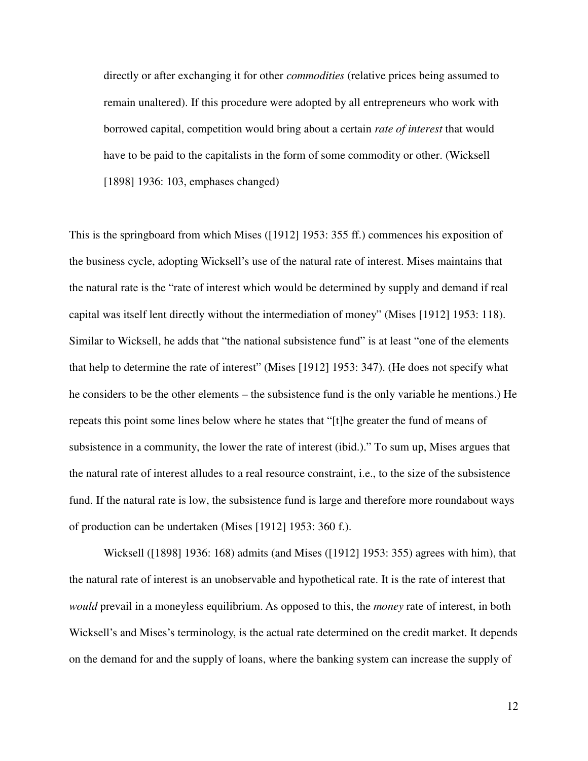> directly or after exchanging it for other *commodities* (relative prices being assumed to remain unaltered). If this procedure were adopted by all entrepreneurs who work with borrowed capital, competition would bring about a certain *rate of interest* that would have to be paid to the capitalists in the form of some commodity or other. (Wicksell [1898] 1936: 103, emphases changed)

This is the springboard from which Mises ([1912] 1953: 355 ff.) commences his exposition of the business cycle, adopting Wicksell's use of the natural rate of interest. Mises maintains that the natural rate is the "rate of interest which would be determined by supply and demand if real capital was itself lent directly without the intermediation of money" (Mises [1912] 1953: 118). Similar to Wicksell, he adds that "the national subsistence fund" is at least "one of the elements that help to determine the rate of interest" (Mises [1912] 1953: 347). (He does not specify what he considers to be the other elements – the subsistence fund is the only variable he mentions.) He repeats this point some lines below where he states that "[t]he greater the fund of means of subsistence in a community, the lower the rate of interest (ibid.)." To sum up, Mises argues that the natural rate of interest alludes to a real resource constraint, i.e., to the size of the subsistence fund. If the natural rate is low, the subsistence fund is large and therefore more roundabout ways of production can be undertaken (Mises [1912] 1953: 360 f.).

Wicksell ([1898] 1936: 168) admits (and Mises ([1912] 1953: 355) agrees with him), that the natural rate of interest is an unobservable and hypothetical rate. It is the rate of interest that *would* prevail in a moneyless equilibrium. As opposed to this, the *money* rate of interest, in both Wicksell's and Mises's terminology, is the actual rate determined on the credit market. It depends on the demand for and the supply of loans, where the banking system can increase the supply of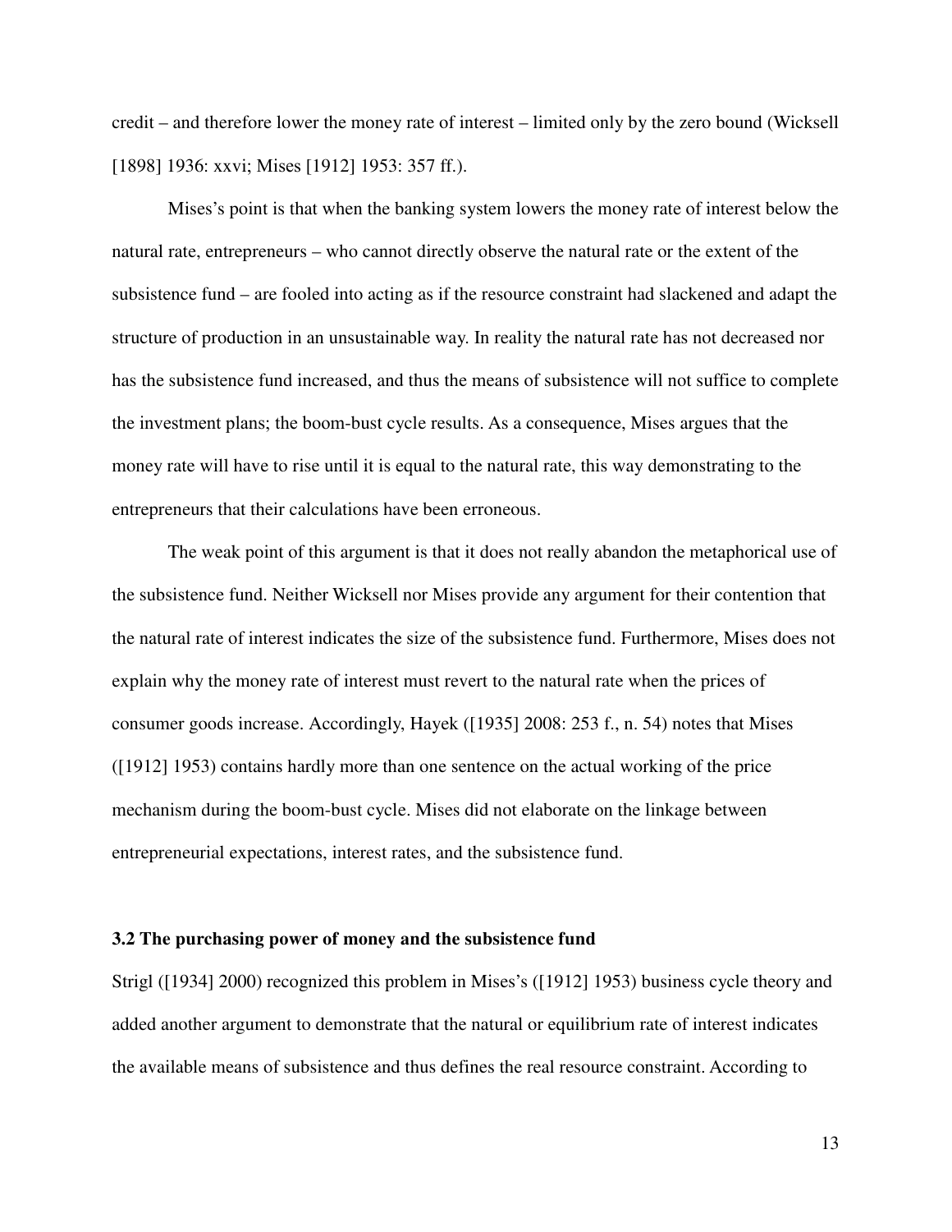credit – and therefore lower the money rate of interest – limited only by the zero bound (Wicksell [1898] 1936: xxvi; Mises [1912] 1953: 357 ff.).

Mises's point is that when the banking system lowers the money rate of interest below the natural rate, entrepreneurs – who cannot directly observe the natural rate or the extent of the subsistence fund – are fooled into acting as if the resource constraint had slackened and adapt the structure of production in an unsustainable way. In reality the natural rate has not decreased nor has the subsistence fund increased, and thus the means of subsistence will not suffice to complete the investment plans; the boom-bust cycle results. As a consequence, Mises argues that the money rate will have to rise until it is equal to the natural rate, this way demonstrating to the entrepreneurs that their calculations have been erroneous.

The weak point of this argument is that it does not really abandon the metaphorical use of the subsistence fund. Neither Wicksell nor Mises provide any argument for their contention that the natural rate of interest indicates the size of the subsistence fund. Furthermore, Mises does not explain why the money rate of interest must revert to the natural rate when the prices of consumer goods increase. Accordingly, Hayek ([1935] 2008: 253 f., n. 54) notes that Mises ([1912] 1953) contains hardly more than one sentence on the actual working of the price mechanism during the boom-bust cycle. Mises did not elaborate on the linkage between entrepreneurial expectations, interest rates, and the subsistence fund.

### 3.2 The purchasing power of money and the subsistence fund

Strigl ([1934] 2000) recognized this problem in Mises's ([1912] 1953) business cycle theory and added another argument to demonstrate that the natural or equilibrium rate of interest indicates the available means of subsistence and thus defines the real resource constraint. According to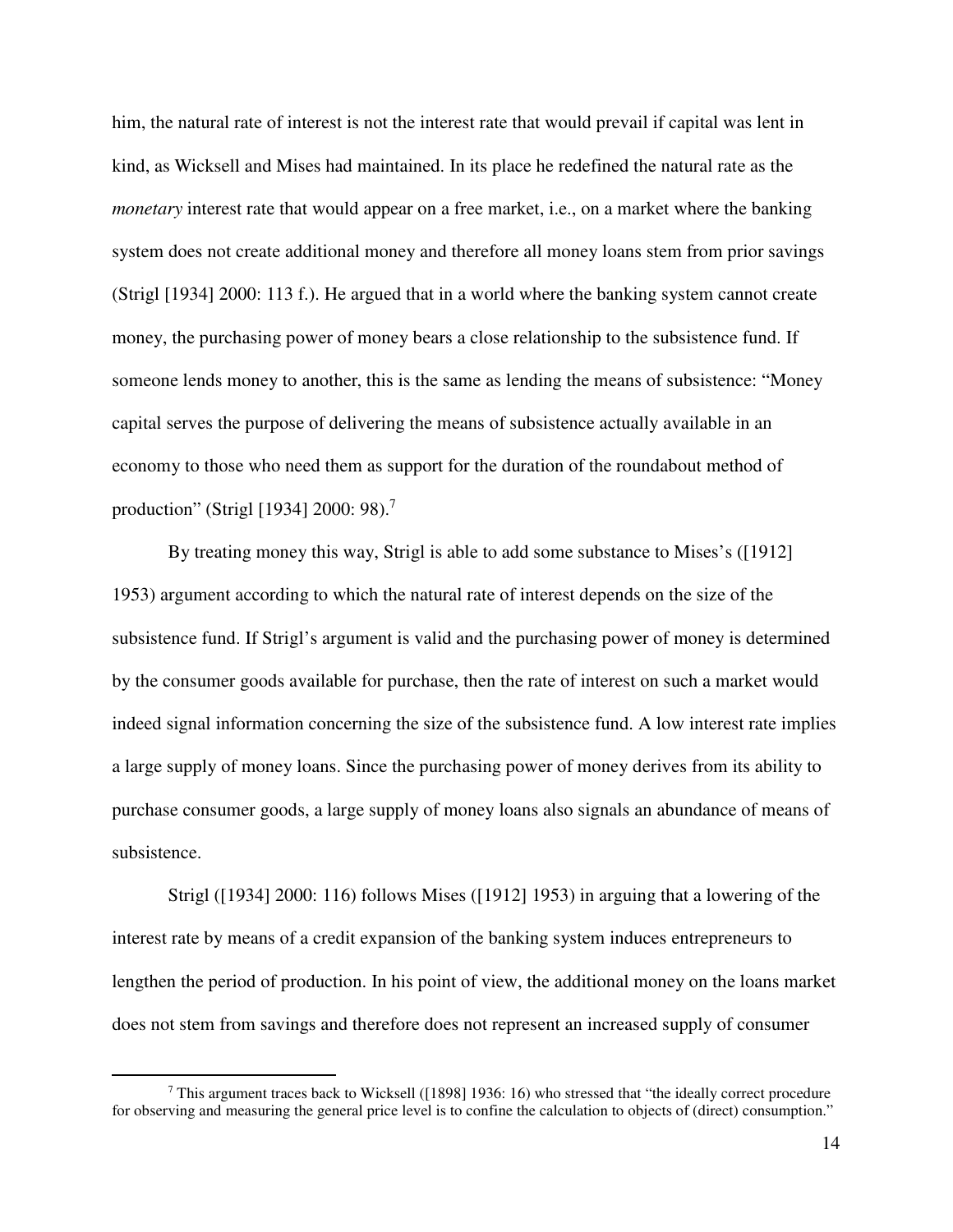him, the natural rate of interest is not the interest rate that would prevail if capital was lent in kind, as Wicksell and Mises had maintained. In its place he redefined the natural rate as the *monetary* interest rate that would appear on a free market, i.e., on a market where the banking system does not create additional money and therefore all money loans stem from prior savings (Strigl [1934] 2000: 113 f.). He argued that in a world where the banking system cannot create money, the purchasing power of money bears a close relationship to the subsistence fund. If someone lends money to another, this is the same as lending the means of subsistence: "Money capital serves the purpose of delivering the means of subsistence actually available in an economy to those who need them as support for the duration of the roundabout method of production" (Strigl [1934] 2000: 98).[7]

By treating money this way, Strigl is able to add some substance to Mises's ([1912] 1953) argument according to which the natural rate of interest depends on the size of the subsistence fund. If Strigl's argument is valid and the purchasing power of money is determined by the consumer goods available for purchase, then the rate of interest on such a market would indeed signal information concerning the size of the subsistence fund. A low interest rate implies a large supply of money loans. Since the purchasing power of money derives from its ability to purchase consumer goods, a large supply of money loans also signals an abundance of means of subsistence.

Strigl ([1934] 2000: 116) follows Mises ([1912] 1953) in arguing that a lowering of the interest rate by means of a credit expansion of the banking system induces entrepreneurs to lengthen the period of production. In his point of view, the additional money on the loans market does not stem from savings and therefore does not represent an increased supply of consumer

---

[7] This argument traces back to Wicksell ([1898] 1936: 16) who stressed that "the ideally correct procedure for observing and measuring the general price level is to confine the calculation to objects of (direct) consumption."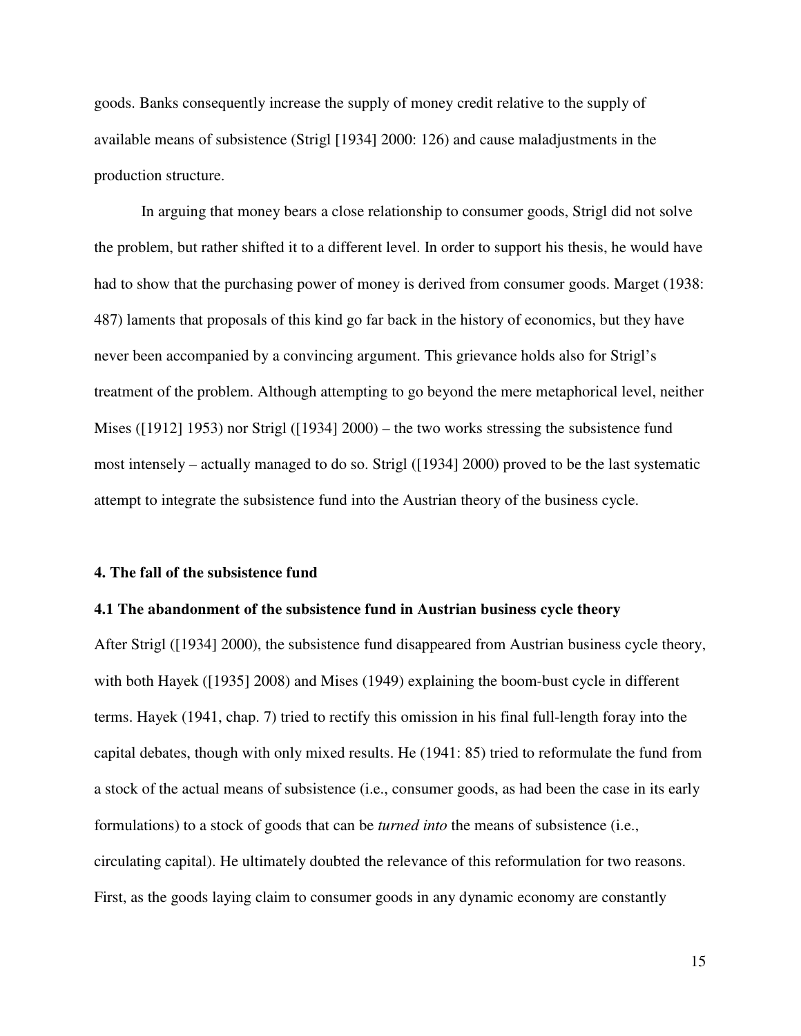goods. Banks consequently increase the supply of money credit relative to the supply of available means of subsistence (Strigl [1934] 2000: 126) and cause maladjustments in the production structure.

In arguing that money bears a close relationship to consumer goods, Strigl did not solve the problem, but rather shifted it to a different level. In order to support his thesis, he would have had to show that the purchasing power of money is derived from consumer goods. Marget (1938: 487) laments that proposals of this kind go far back in the history of economics, but they have never been accompanied by a convincing argument. This grievance holds also for Strigl's treatment of the problem. Although attempting to go beyond the mere metaphorical level, neither Mises ([1912] 1953) nor Strigl ([1934] 2000) – the two works stressing the subsistence fund most intensely – actually managed to do so. Strigl ([1934] 2000) proved to be the last systematic attempt to integrate the subsistence fund into the Austrian theory of the business cycle.

## 4. The fall of the subsistence fund

### 4.1 The abandonment of the subsistence fund in Austrian business cycle theory

After Strigl ([1934] 2000), the subsistence fund disappeared from Austrian business cycle theory, with both Hayek ([1935] 2008) and Mises (1949) explaining the boom-bust cycle in different terms. Hayek (1941, chap. 7) tried to rectify this omission in his final full-length foray into the capital debates, though with only mixed results. He (1941: 85) tried to reformulate the fund from a stock of the actual means of subsistence (i.e., consumer goods, as had been the case in its early formulations) to a stock of goods that can be *turned into* the means of subsistence (i.e., circulating capital). He ultimately doubted the relevance of this reformulation for two reasons. First, as the goods laying claim to consumer goods in any dynamic economy are constantly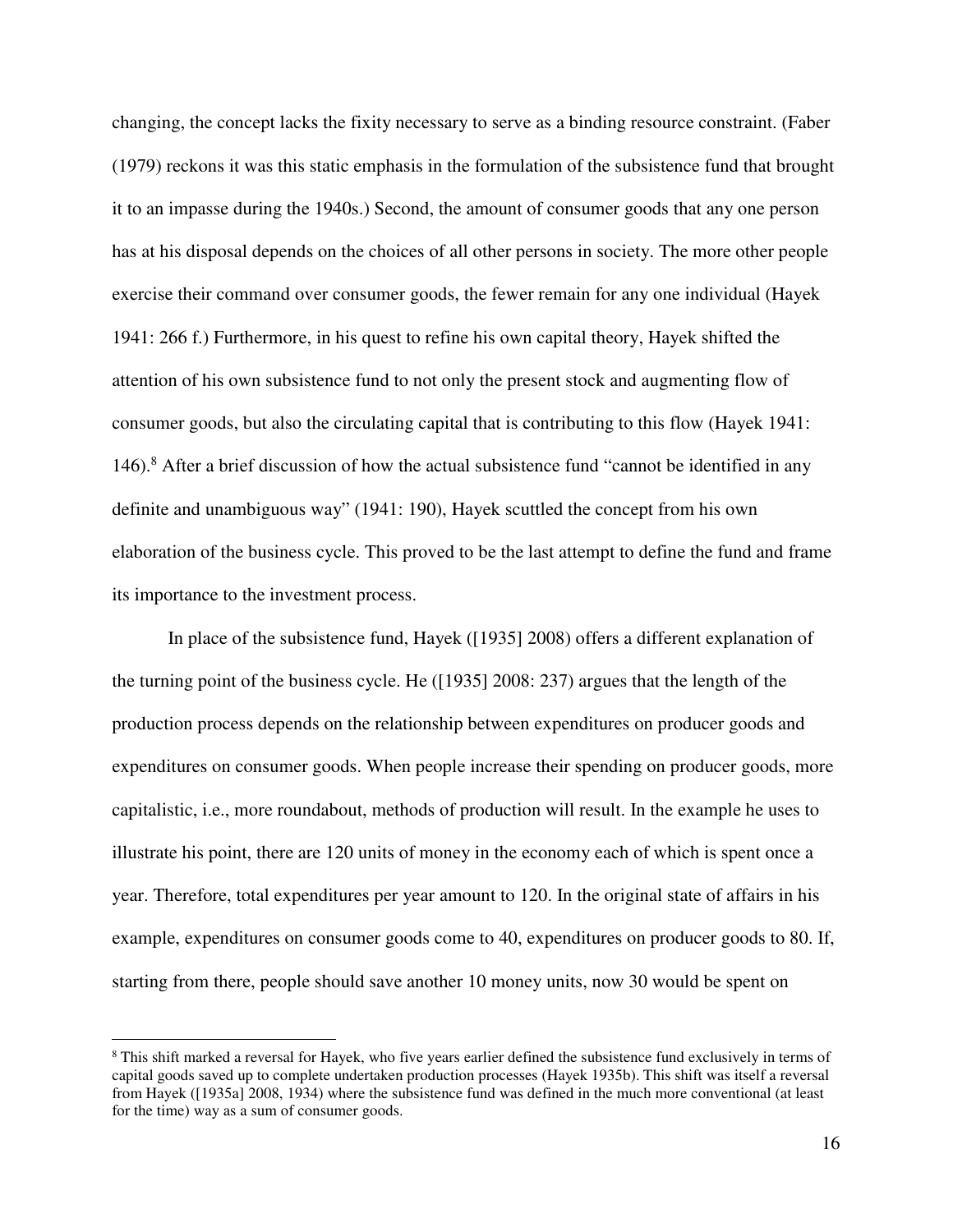changing, the concept lacks the fixity necessary to serve as a binding resource constraint. (Faber (1979) reckons it was this static emphasis in the formulation of the subsistence fund that brought it to an impasse during the 1940s.) Second, the amount of consumer goods that any one person has at his disposal depends on the choices of all other persons in society. The more other people exercise their command over consumer goods, the fewer remain for any one individual (Hayek 1941: 266 f.) Furthermore, in his quest to refine his own capital theory, Hayek shifted the attention of his own subsistence fund to not only the present stock and augmenting flow of consumer goods, but also the circulating capital that is contributing to this flow (Hayek 1941: 146).[8] After a brief discussion of how the actual subsistence fund "cannot be identified in any definite and unambiguous way" (1941: 190), Hayek scuttled the concept from his own elaboration of the business cycle. This proved to be the last attempt to define the fund and frame its importance to the investment process.

In place of the subsistence fund, Hayek ([1935] 2008) offers a different explanation of the turning point of the business cycle. He ([1935] 2008: 237) argues that the length of the production process depends on the relationship between expenditures on producer goods and expenditures on consumer goods. When people increase their spending on producer goods, more capitalistic, i.e., more roundabout, methods of production will result. In the example he uses to illustrate his point, there are 120 units of money in the economy each of which is spent once a year. Therefore, total expenditures per year amount to 120. In the original state of affairs in his example, expenditures on consumer goods come to 40, expenditures on producer goods to 80. If, starting from there, people should save another 10 money units, now 30 would be spent on

---

[8] This shift marked a reversal for Hayek, who five years earlier defined the subsistence fund exclusively in terms of capital goods saved up to complete undertaken production processes (Hayek 1935b). This shift was itself a reversal from Hayek ([1935a] 2008, 1934) where the subsistence fund was defined in the much more conventional (at least for the time) way as a sum of consumer goods.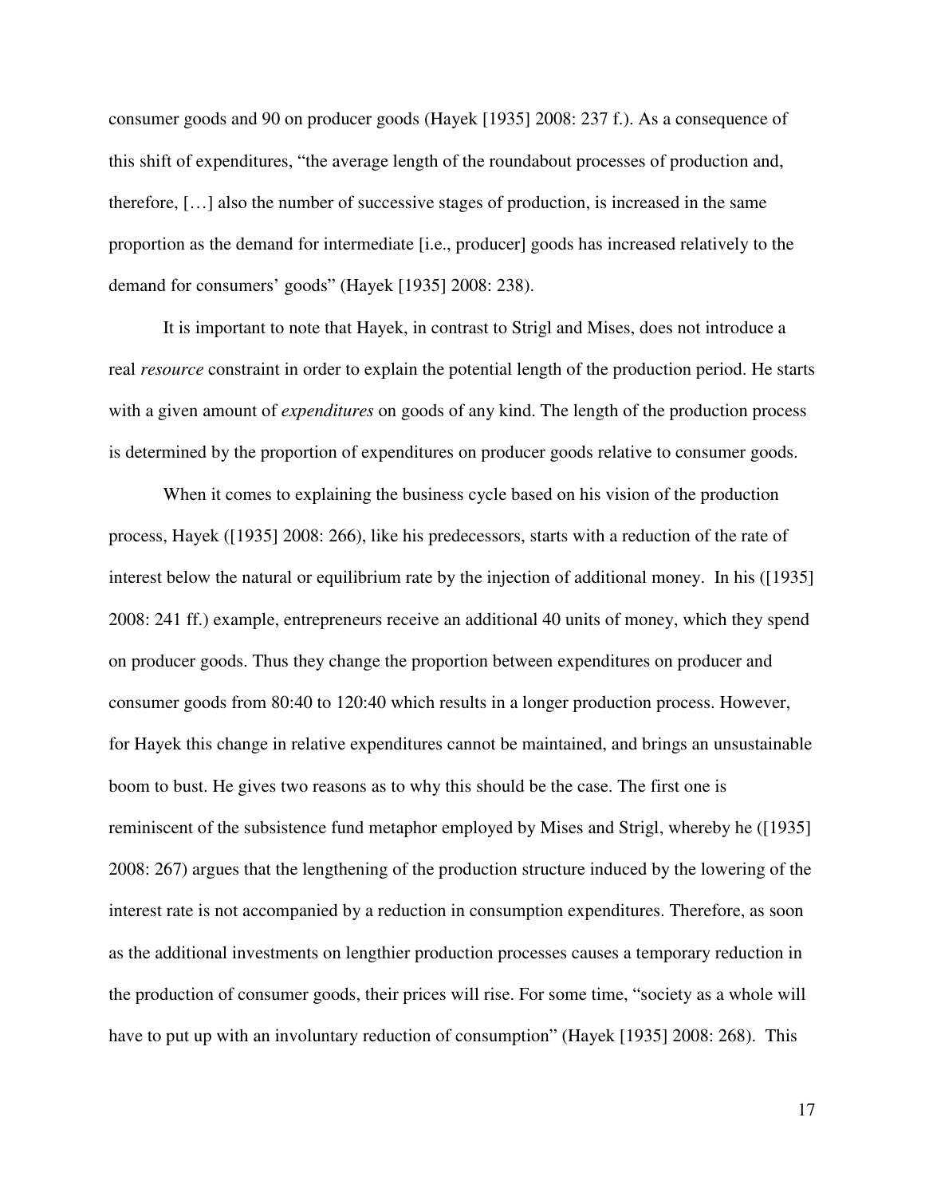consumer goods and 90 on producer goods (Hayek [1935] 2008: 237 f.). As a consequence of this shift of expenditures, "the average length of the roundabout processes of production and, therefore, […] also the number of successive stages of production, is increased in the same proportion as the demand for intermediate [i.e., producer] goods has increased relatively to the demand for consumers' goods" (Hayek [1935] 2008: 238).

It is important to note that Hayek, in contrast to Strigl and Mises, does not introduce a real *resource* constraint in order to explain the potential length of the production period. He starts with a given amount of *expenditures* on goods of any kind. The length of the production process is determined by the proportion of expenditures on producer goods relative to consumer goods.

When it comes to explaining the business cycle based on his vision of the production process, Hayek ([1935] 2008: 266), like his predecessors, starts with a reduction of the rate of interest below the natural or equilibrium rate by the injection of additional money. In his ([1935] 2008: 241 ff.) example, entrepreneurs receive an additional 40 units of money, which they spend on producer goods. Thus they change the proportion between expenditures on producer and consumer goods from 80:40 to 120:40 which results in a longer production process. However, for Hayek this change in relative expenditures cannot be maintained, and brings an unsustainable boom to bust. He gives two reasons as to why this should be the case. The first one is reminiscent of the subsistence fund metaphor employed by Mises and Strigl, whereby he ([1935] 2008: 267) argues that the lengthening of the production structure induced by the lowering of the interest rate is not accompanied by a reduction in consumption expenditures. Therefore, as soon as the additional investments on lengthier production processes causes a temporary reduction in the production of consumer goods, their prices will rise. For some time, "society as a whole will have to put up with an involuntary reduction of consumption" (Hayek [1935] 2008: 268). This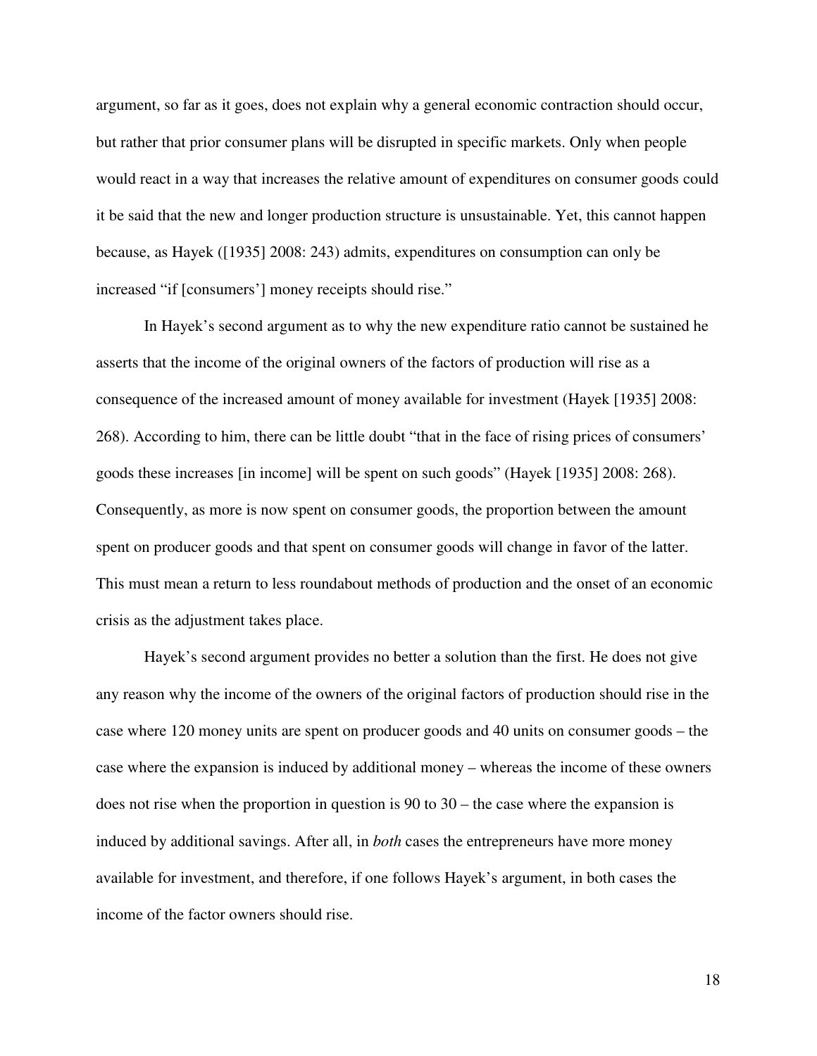argument, so far as it goes, does not explain why a general economic contraction should occur, but rather that prior consumer plans will be disrupted in specific markets. Only when people would react in a way that increases the relative amount of expenditures on consumer goods could it be said that the new and longer production structure is unsustainable. Yet, this cannot happen because, as Hayek ([1935] 2008: 243) admits, expenditures on consumption can only be increased "if [consumers'] money receipts should rise."

In Hayek's second argument as to why the new expenditure ratio cannot be sustained he asserts that the income of the original owners of the factors of production will rise as a consequence of the increased amount of money available for investment (Hayek [1935] 2008: 268). According to him, there can be little doubt "that in the face of rising prices of consumers' goods these increases [in income] will be spent on such goods" (Hayek [1935] 2008: 268). Consequently, as more is now spent on consumer goods, the proportion between the amount spent on producer goods and that spent on consumer goods will change in favor of the latter. This must mean a return to less roundabout methods of production and the onset of an economic crisis as the adjustment takes place.

Hayek's second argument provides no better a solution than the first. He does not give any reason why the income of the owners of the original factors of production should rise in the case where 120 money units are spent on producer goods and 40 units on consumer goods – the case where the expansion is induced by additional money – whereas the income of these owners does not rise when the proportion in question is 90 to 30 – the case where the expansion is induced by additional savings. After all, in *both* cases the entrepreneurs have more money available for investment, and therefore, if one follows Hayek's argument, in both cases the income of the factor owners should rise.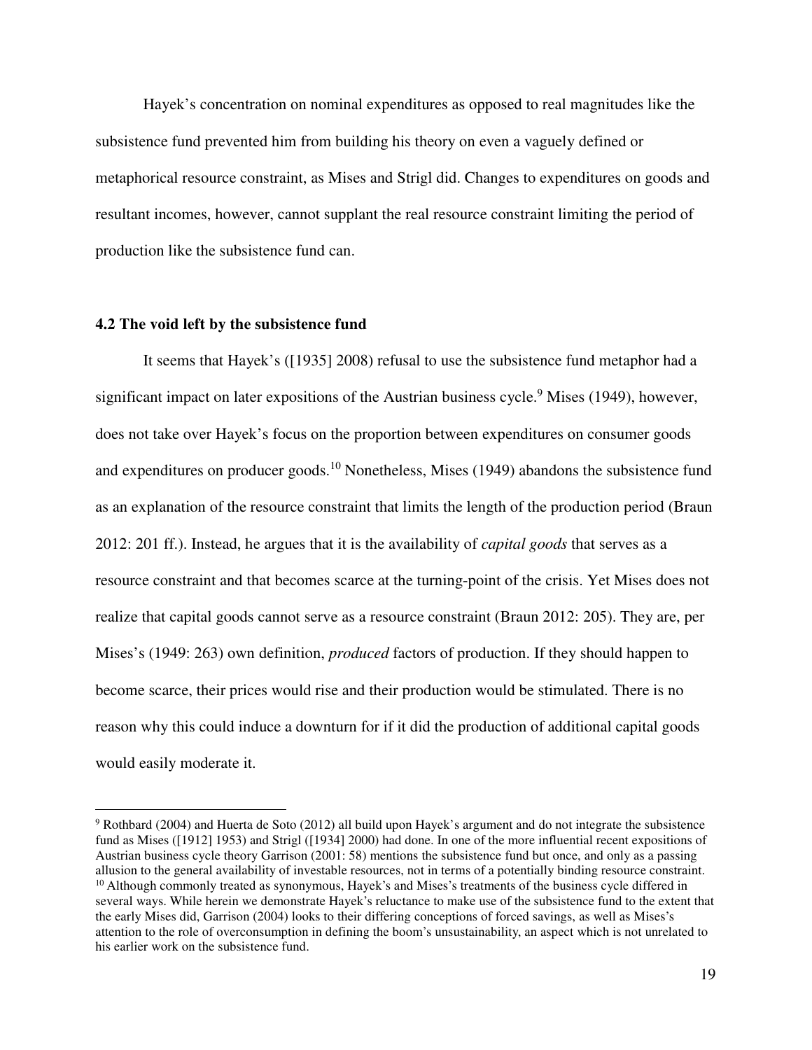Hayek's concentration on nominal expenditures as opposed to real magnitudes like the subsistence fund prevented him from building his theory on even a vaguely defined or metaphorical resource constraint, as Mises and Strigl did. Changes to expenditures on goods and resultant incomes, however, cannot supplant the real resource constraint limiting the period of production like the subsistence fund can.

### 4.2 The void left by the subsistence fund

It seems that Hayek's ([1935] 2008) refusal to use the subsistence fund metaphor had a significant impact on later expositions of the Austrian business cycle.[9] Mises (1949), however, does not take over Hayek's focus on the proportion between expenditures on consumer goods and expenditures on producer goods.[10] Nonetheless, Mises (1949) abandons the subsistence fund as an explanation of the resource constraint that limits the length of the production period (Braun 2012: 201 ff.). Instead, he argues that it is the availability of *capital goods* that serves as a resource constraint and that becomes scarce at the turning-point of the crisis. Yet Mises does not realize that capital goods cannot serve as a resource constraint (Braun 2012: 205). They are, per Mises's (1949: 263) own definition, *produced* factors of production. If they should happen to become scarce, their prices would rise and their production would be stimulated. There is no reason why this could induce a downturn for if it did the production of additional capital goods would easily moderate it.

---

[9] Rothbard (2004) and Huerta de Soto (2012) all build upon Hayek's argument and do not integrate the subsistence fund as Mises ([1912] 1953) and Strigl ([1934] 2000) had done. In one of the more influential recent expositions of Austrian business cycle theory Garrison (2001: 58) mentions the subsistence fund but once, and only as a passing allusion to the general availability of investable resources, not in terms of a potentially binding resource constraint.

[10] Although commonly treated as synonymous, Hayek's and Mises's treatments of the business cycle differed in several ways. While herein we demonstrate Hayek's reluctance to make use of the subsistence fund to the extent that the early Mises did, Garrison (2004) looks to their differing conceptions of forced savings, as well as Mises's attention to the role of overconsumption in defining the boom's unsustainability, an aspect which is not unrelated to his earlier work on the subsistence fund.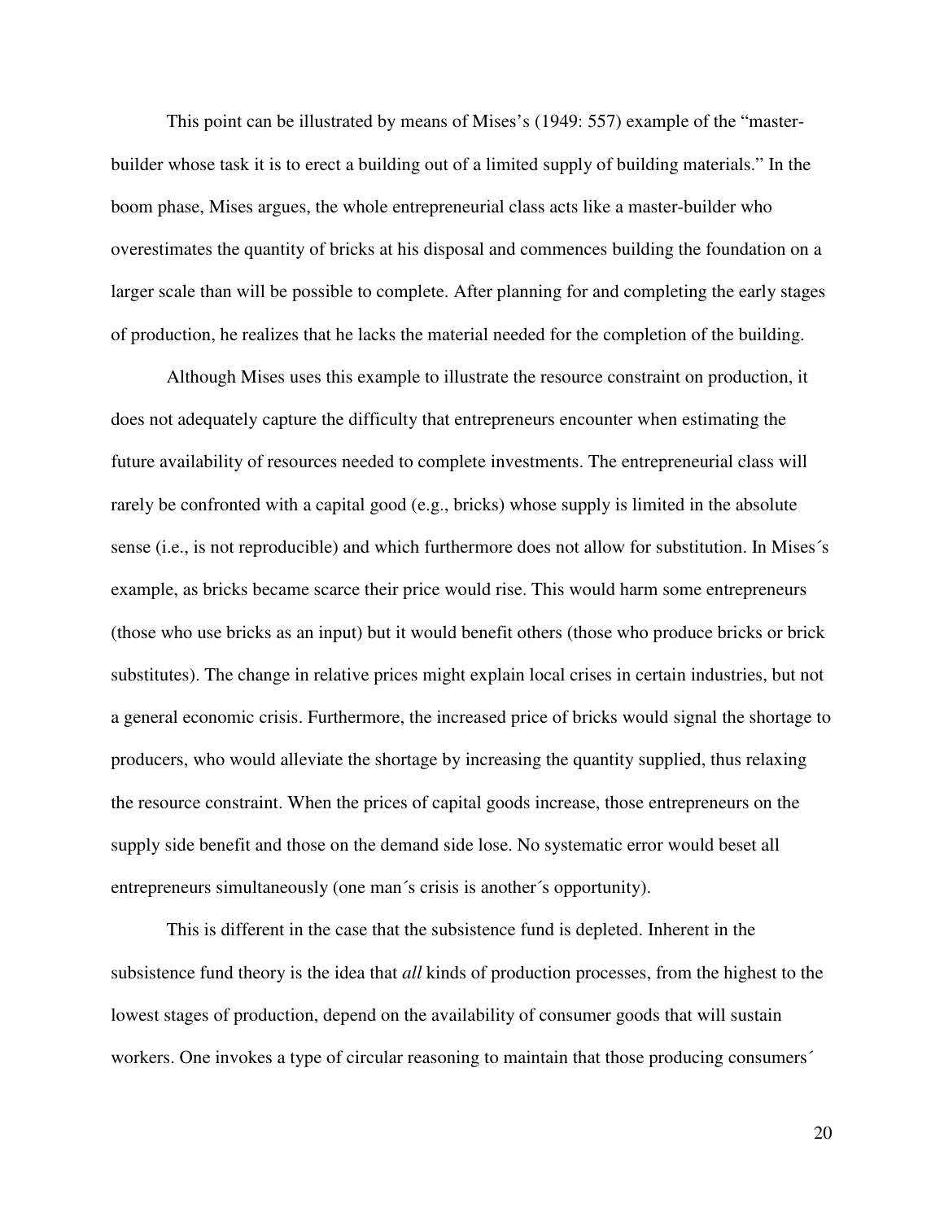This point can be illustrated by means of Mises's (1949: 557) example of the "master-builder whose task it is to erect a building out of a limited supply of building materials." In the boom phase, Mises argues, the whole entrepreneurial class acts like a master-builder who overestimates the quantity of bricks at his disposal and commences building the foundation on a larger scale than will be possible to complete. After planning for and completing the early stages of production, he realizes that he lacks the material needed for the completion of the building.

Although Mises uses this example to illustrate the resource constraint on production, it does not adequately capture the difficulty that entrepreneurs encounter when estimating the future availability of resources needed to complete investments. The entrepreneurial class will rarely be confronted with a capital good (e.g., bricks) whose supply is limited in the absolute sense (i.e., is not reproducible) and which furthermore does not allow for substitution. In Mises´s example, as bricks became scarce their price would rise. This would harm some entrepreneurs (those who use bricks as an input) but it would benefit others (those who produce bricks or brick substitutes). The change in relative prices might explain local crises in certain industries, but not a general economic crisis. Furthermore, the increased price of bricks would signal the shortage to producers, who would alleviate the shortage by increasing the quantity supplied, thus relaxing the resource constraint. When the prices of capital goods increase, those entrepreneurs on the supply side benefit and those on the demand side lose. No systematic error would beset all entrepreneurs simultaneously (one man´s crisis is another´s opportunity).

This is different in the case that the subsistence fund is depleted. Inherent in the subsistence fund theory is the idea that *all* kinds of production processes, from the highest to the lowest stages of production, depend on the availability of consumer goods that will sustain workers. One invokes a type of circular reasoning to maintain that those producing consumers´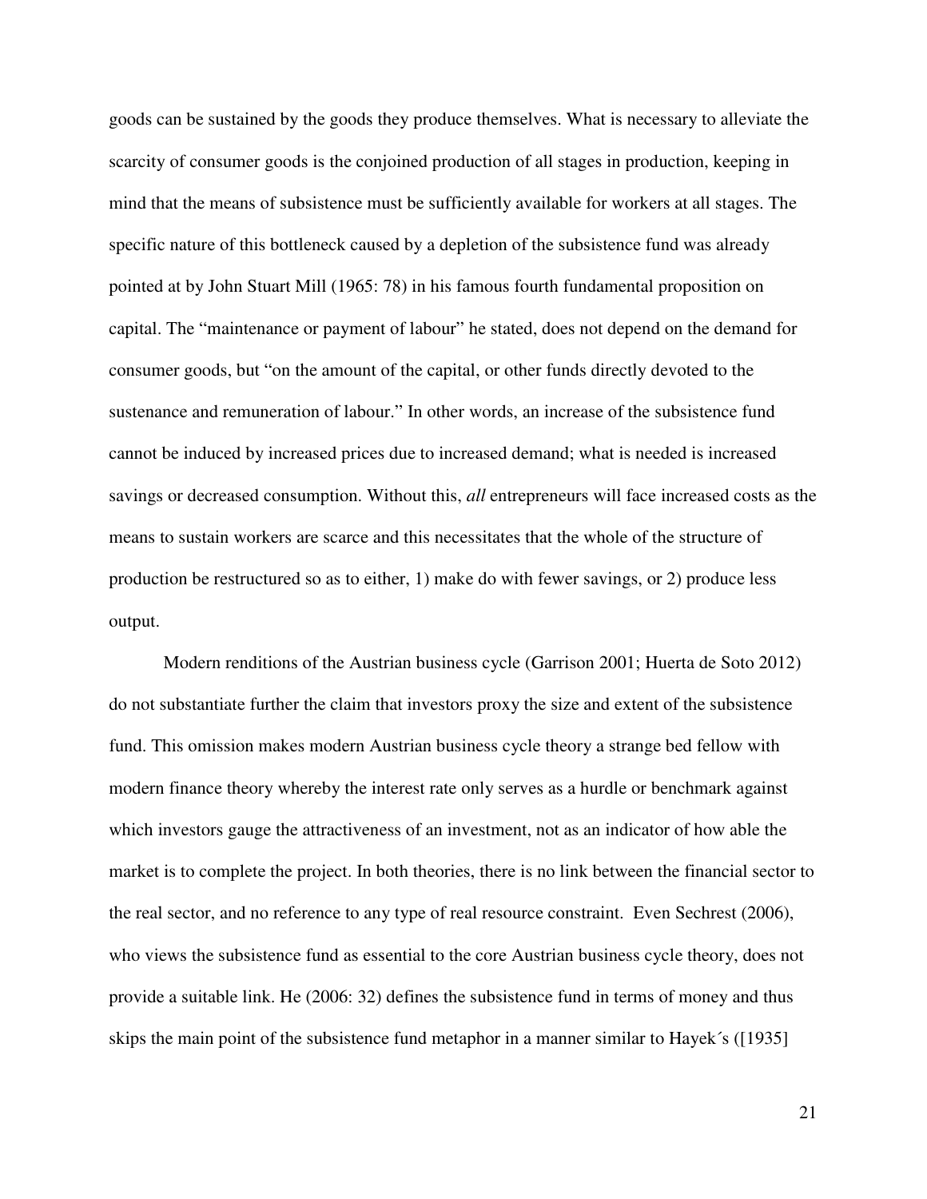goods can be sustained by the goods they produce themselves. What is necessary to alleviate the scarcity of consumer goods is the conjoined production of all stages in production, keeping in mind that the means of subsistence must be sufficiently available for workers at all stages. The specific nature of this bottleneck caused by a depletion of the subsistence fund was already pointed at by John Stuart Mill (1965: 78) in his famous fourth fundamental proposition on capital. The "maintenance or payment of labour" he stated, does not depend on the demand for consumer goods, but "on the amount of the capital, or other funds directly devoted to the sustenance and remuneration of labour." In other words, an increase of the subsistence fund cannot be induced by increased prices due to increased demand; what is needed is increased savings or decreased consumption. Without this, *all* entrepreneurs will face increased costs as the means to sustain workers are scarce and this necessitates that the whole of the structure of production be restructured so as to either, 1) make do with fewer savings, or 2) produce less output.

Modern renditions of the Austrian business cycle (Garrison 2001; Huerta de Soto 2012) do not substantiate further the claim that investors proxy the size and extent of the subsistence fund. This omission makes modern Austrian business cycle theory a strange bed fellow with modern finance theory whereby the interest rate only serves as a hurdle or benchmark against which investors gauge the attractiveness of an investment, not as an indicator of how able the market is to complete the project. In both theories, there is no link between the financial sector to the real sector, and no reference to any type of real resource constraint. Even Sechrest (2006), who views the subsistence fund as essential to the core Austrian business cycle theory, does not provide a suitable link. He (2006: 32) defines the subsistence fund in terms of money and thus skips the main point of the subsistence fund metaphor in a manner similar to Hayek´s ([1935]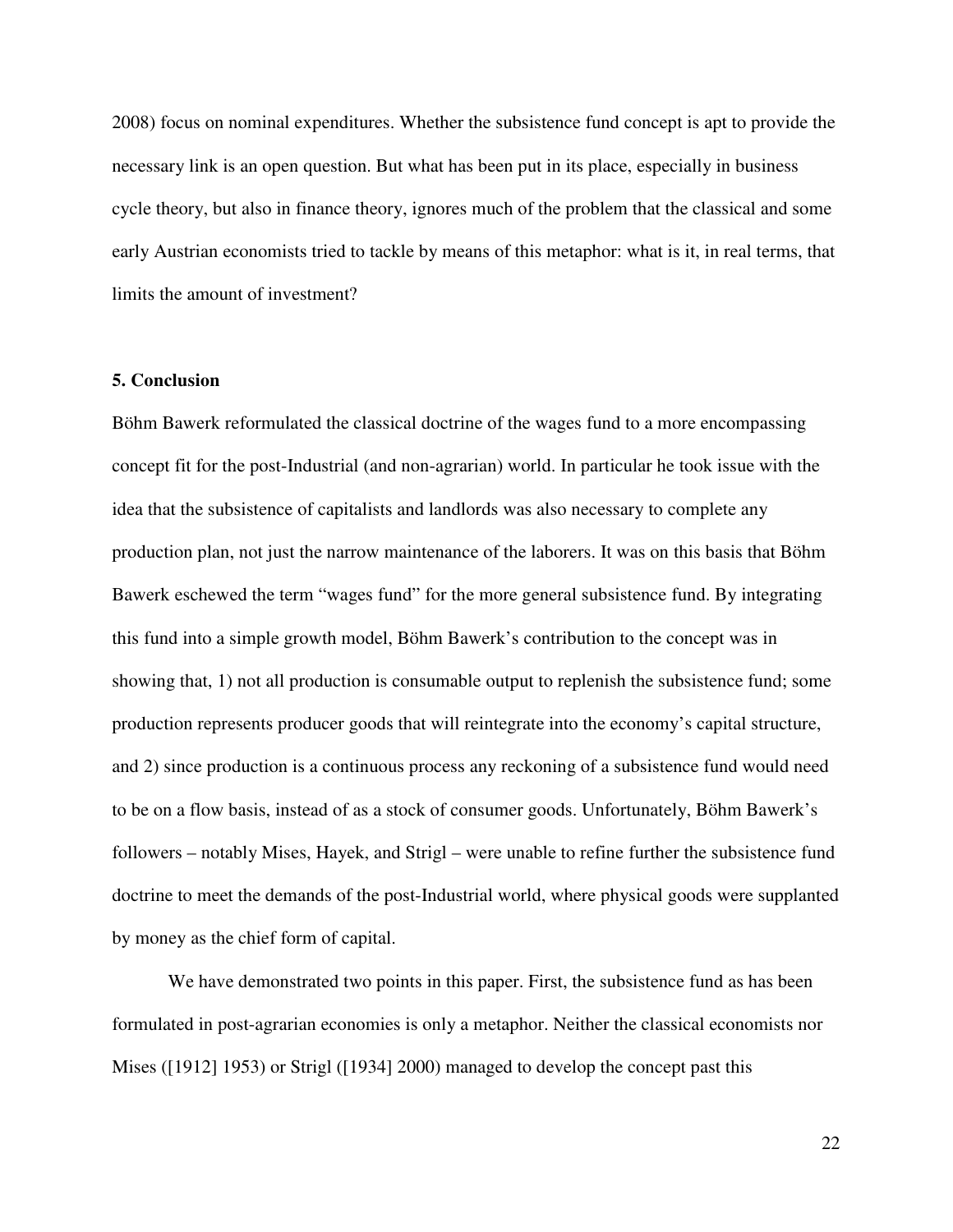2008) focus on nominal expenditures. Whether the subsistence fund concept is apt to provide the necessary link is an open question. But what has been put in its place, especially in business cycle theory, but also in finance theory, ignores much of the problem that the classical and some early Austrian economists tried to tackle by means of this metaphor: what is it, in real terms, that limits the amount of investment?

## 5. Conclusion

Böhm Bawerk reformulated the classical doctrine of the wages fund to a more encompassing concept fit for the post-Industrial (and non-agrarian) world. In particular he took issue with the idea that the subsistence of capitalists and landlords was also necessary to complete any production plan, not just the narrow maintenance of the laborers. It was on this basis that Böhm Bawerk eschewed the term "wages fund" for the more general subsistence fund. By integrating this fund into a simple growth model, Böhm Bawerk's contribution to the concept was in showing that, 1) not all production is consumable output to replenish the subsistence fund; some production represents producer goods that will reintegrate into the economy's capital structure, and 2) since production is a continuous process any reckoning of a subsistence fund would need to be on a flow basis, instead of as a stock of consumer goods. Unfortunately, Böhm Bawerk's followers – notably Mises, Hayek, and Strigl – were unable to refine further the subsistence fund doctrine to meet the demands of the post-Industrial world, where physical goods were supplanted by money as the chief form of capital.

We have demonstrated two points in this paper. First, the subsistence fund as has been formulated in post-agrarian economies is only a metaphor. Neither the classical economists nor Mises ([1912] 1953) or Strigl ([1934] 2000) managed to develop the concept past this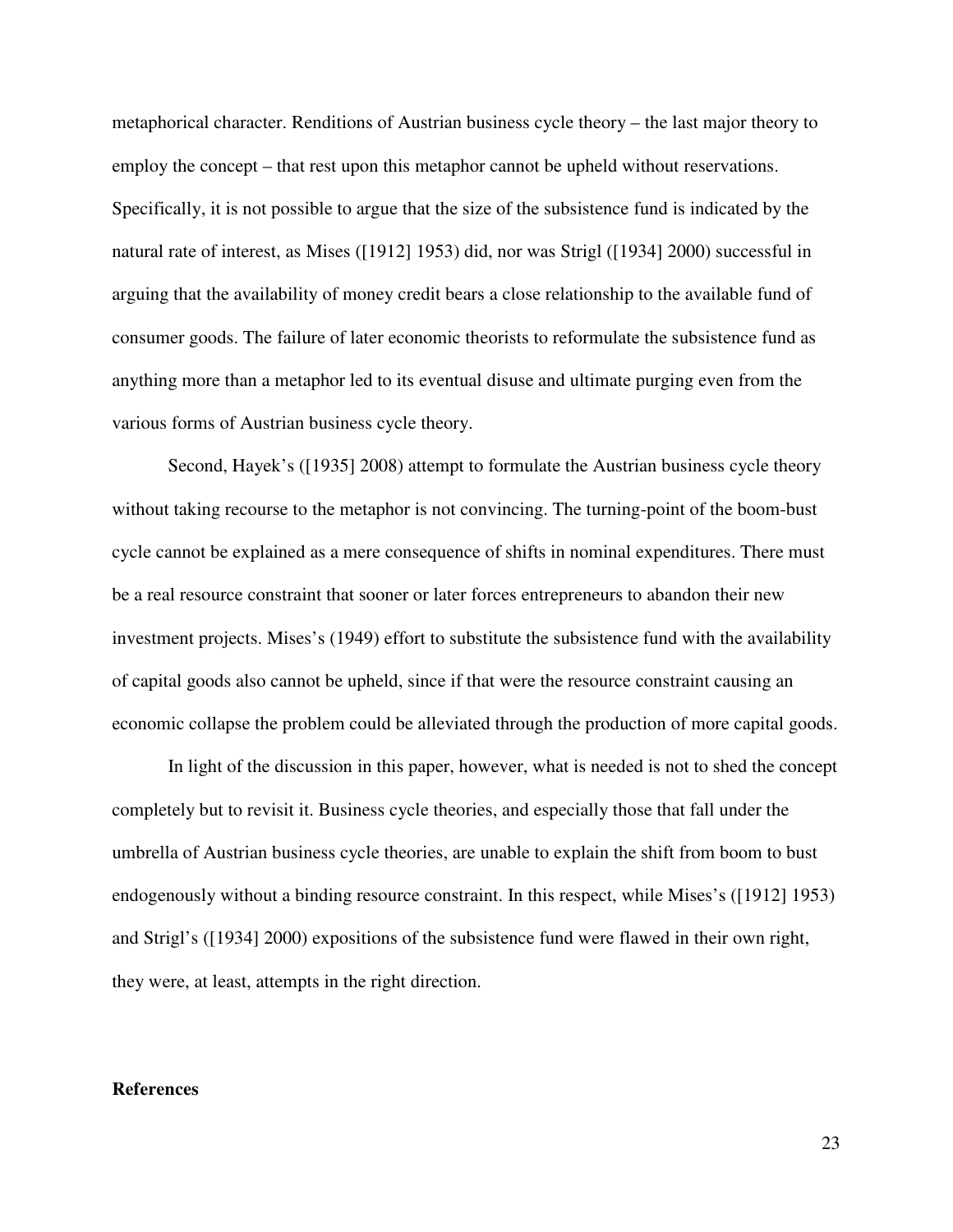metaphorical character. Renditions of Austrian business cycle theory – the last major theory to employ the concept – that rest upon this metaphor cannot be upheld without reservations. Specifically, it is not possible to argue that the size of the subsistence fund is indicated by the natural rate of interest, as Mises ([1912] 1953) did, nor was Strigl ([1934] 2000) successful in arguing that the availability of money credit bears a close relationship to the available fund of consumer goods. The failure of later economic theorists to reformulate the subsistence fund as anything more than a metaphor led to its eventual disuse and ultimate purging even from the various forms of Austrian business cycle theory.

Second, Hayek's ([1935] 2008) attempt to formulate the Austrian business cycle theory without taking recourse to the metaphor is not convincing. The turning-point of the boom-bust cycle cannot be explained as a mere consequence of shifts in nominal expenditures. There must be a real resource constraint that sooner or later forces entrepreneurs to abandon their new investment projects. Mises's (1949) effort to substitute the subsistence fund with the availability of capital goods also cannot be upheld, since if that were the resource constraint causing an economic collapse the problem could be alleviated through the production of more capital goods.

In light of the discussion in this paper, however, what is needed is not to shed the concept completely but to revisit it. Business cycle theories, and especially those that fall under the umbrella of Austrian business cycle theories, are unable to explain the shift from boom to bust endogenously without a binding resource constraint. In this respect, while Mises's ([1912] 1953) and Strigl's ([1934] 2000) expositions of the subsistence fund were flawed in their own right, they were, at least, attempts in the right direction.

**References**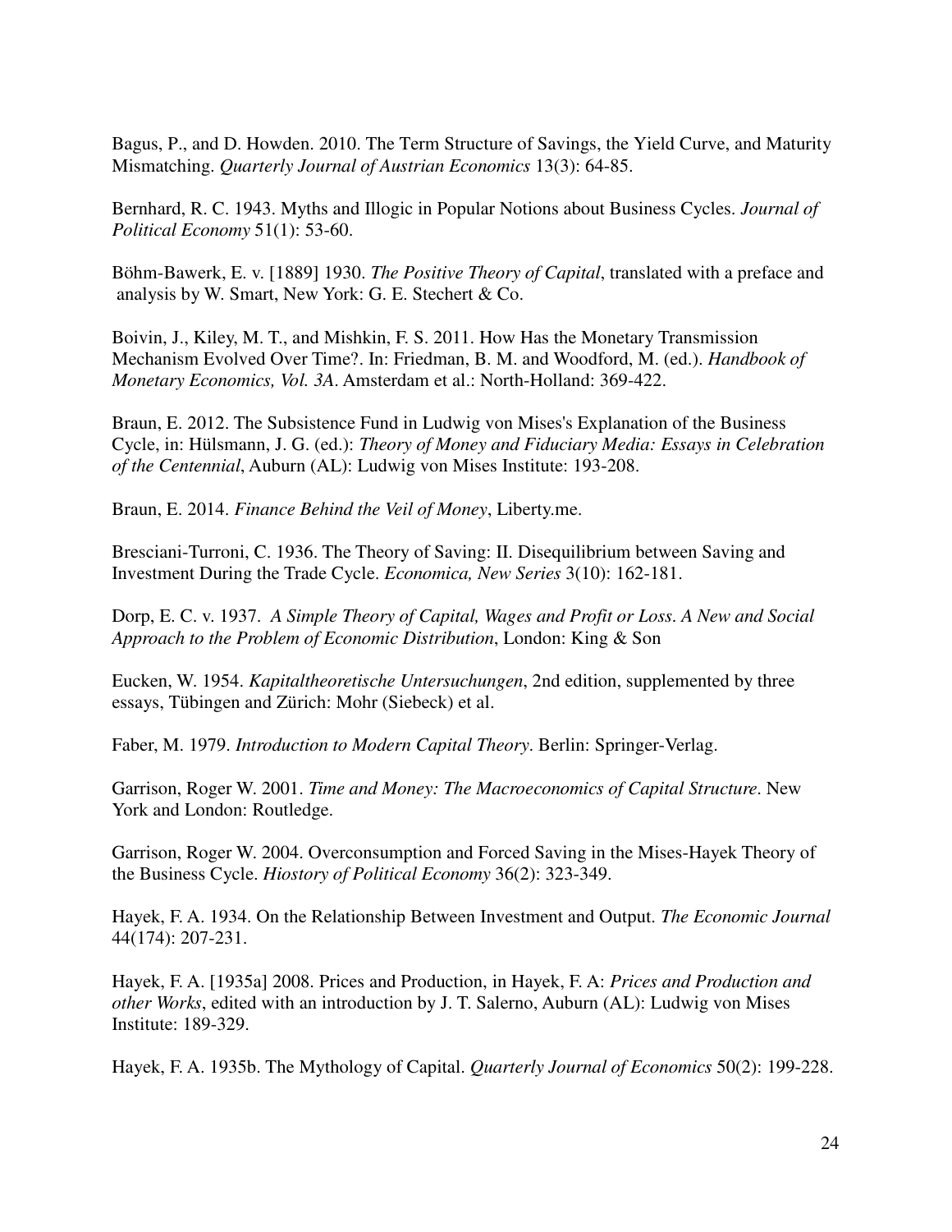Bagus, P., and D. Howden. 2010. The Term Structure of Savings, the Yield Curve, and Maturity Mismatching. *Quarterly Journal of Austrian Economics* 13(3): 64-85.

Bernhard, R. C. 1943. Myths and Illogic in Popular Notions about Business Cycles. *Journal of Political Economy* 51(1): 53-60.

Böhm-Bawerk, E. v. [1889] 1930. *The Positive Theory of Capital*, translated with a preface and analysis by W. Smart, New York: G. E. Stechert & Co.

Boivin, J., Kiley, M. T., and Mishkin, F. S. 2011. How Has the Monetary Transmission Mechanism Evolved Over Time?. In: Friedman, B. M. and Woodford, M. (ed.). *Handbook of Monetary Economics, Vol. 3A*. Amsterdam et al.: North-Holland: 369-422.

Braun, E. 2012. The Subsistence Fund in Ludwig von Mises's Explanation of the Business Cycle, in: Hülsmann, J. G. (ed.): *Theory of Money and Fiduciary Media: Essays in Celebration of the Centennial*, Auburn (AL): Ludwig von Mises Institute: 193-208.

Braun, E. 2014. *Finance Behind the Veil of Money*, Liberty.me.

Bresciani-Turroni, C. 1936. The Theory of Saving: II. Disequilibrium between Saving and Investment During the Trade Cycle. *Economica, New Series* 3(10): 162-181.

Dorp, E. C. v. 1937. *A Simple Theory of Capital, Wages and Profit or Loss. A New and Social Approach to the Problem of Economic Distribution*, London: King & Son

Eucken, W. 1954. *Kapitaltheoretische Untersuchungen*, 2nd edition, supplemented by three essays, Tübingen and Zürich: Mohr (Siebeck) et al.

Faber, M. 1979. *Introduction to Modern Capital Theory*. Berlin: Springer-Verlag.

Garrison, Roger W. 2001. *Time and Money: The Macroeconomics of Capital Structure*. New York and London: Routledge.

Garrison, Roger W. 2004. Overconsumption and Forced Saving in the Mises-Hayek Theory of the Business Cycle. *Hiostory of Political Economy* 36(2): 323-349.

Hayek, F. A. 1934. On the Relationship Between Investment and Output. *The Economic Journal* 44(174): 207-231.

Hayek, F. A. [1935a] 2008. Prices and Production, in Hayek, F. A: *Prices and Production and other Works*, edited with an introduction by J. T. Salerno, Auburn (AL): Ludwig von Mises Institute: 189-329.

Hayek, F. A. 1935b. The Mythology of Capital. *Quarterly Journal of Economics* 50(2): 199-228.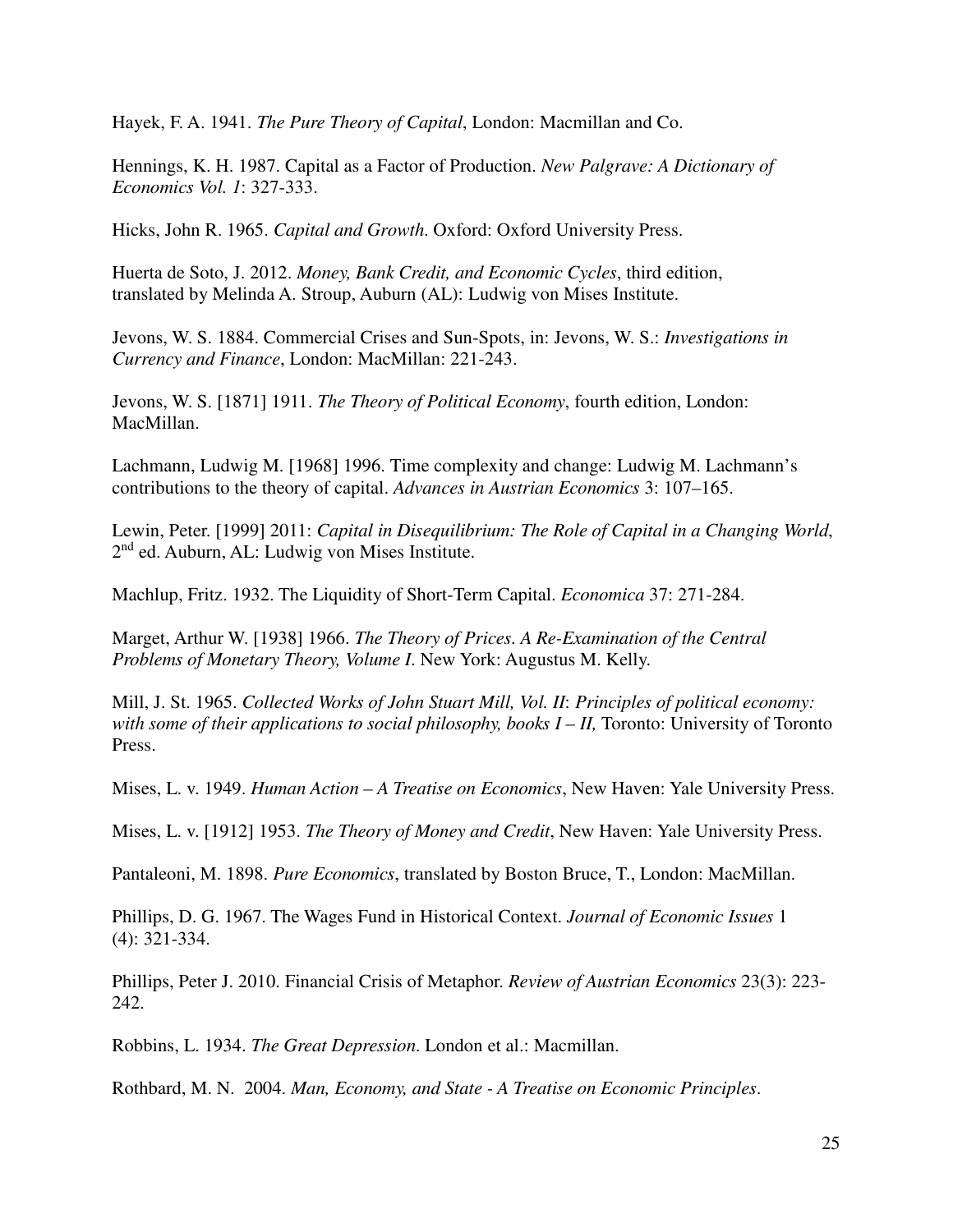Hayek, F. A. 1941. *The Pure Theory of Capital*, London: Macmillan and Co.

Hennings, K. H. 1987. Capital as a Factor of Production. *New Palgrave: A Dictionary of Economics Vol. 1*: 327-333.

Hicks, John R. 1965. *Capital and Growth*. Oxford: Oxford University Press.

Huerta de Soto, J. 2012. *Money, Bank Credit, and Economic Cycles*, third edition, translated by Melinda A. Stroup, Auburn (AL): Ludwig von Mises Institute.

Jevons, W. S. 1884. Commercial Crises and Sun-Spots, in: Jevons, W. S.: *Investigations in Currency and Finance*, London: MacMillan: 221-243.

Jevons, W. S. [1871] 1911. *The Theory of Political Economy*, fourth edition, London: MacMillan.

Lachmann, Ludwig M. [1968] 1996. Time complexity and change: Ludwig M. Lachmann's contributions to the theory of capital. *Advances in Austrian Economics* 3: 107–165.

Lewin, Peter. [1999] 2011: *Capital in Disequilibrium: The Role of Capital in a Changing World*, 2nd ed. Auburn, AL: Ludwig von Mises Institute.

Machlup, Fritz. 1932. The Liquidity of Short-Term Capital. *Economica* 37: 271-284.

Marget, Arthur W. [1938] 1966. *The Theory of Prices. A Re-Examination of the Central Problems of Monetary Theory, Volume I*. New York: Augustus M. Kelly.

Mill, J. St. 1965. *Collected Works of John Stuart Mill, Vol. II*: *Principles of political economy: with some of their applications to social philosophy, books I – II,* Toronto: University of Toronto Press.

Mises, L. v. 1949. *Human Action – A Treatise on Economics*, New Haven: Yale University Press.

Mises, L. v. [1912] 1953. *The Theory of Money and Credit*, New Haven: Yale University Press.

Pantaleoni, M. 1898. *Pure Economics*, translated by Boston Bruce, T., London: MacMillan.

Phillips, D. G. 1967. The Wages Fund in Historical Context. *Journal of Economic Issues* 1 (4): 321-334.

Phillips, Peter J. 2010. Financial Crisis of Metaphor. *Review of Austrian Economics* 23(3): 223-242.

Robbins, L. 1934. *The Great Depression*. London et al.: Macmillan.

Rothbard, M. N. 2004. *Man, Economy, and State - A Treatise on Economic Principles*.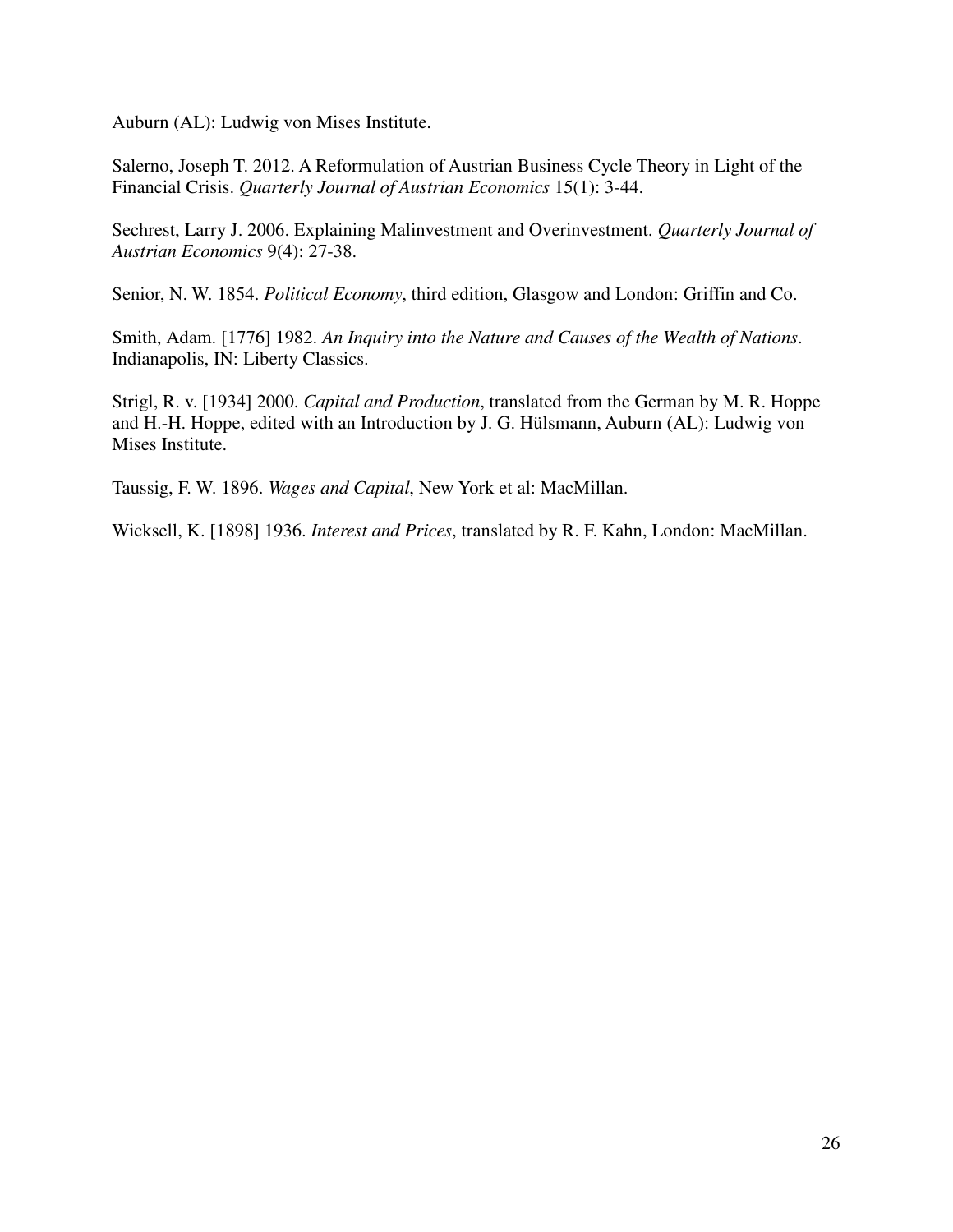Auburn (AL): Ludwig von Mises Institute.

Salerno, Joseph T. 2012. A Reformulation of Austrian Business Cycle Theory in Light of the Financial Crisis. *Quarterly Journal of Austrian Economics* 15(1): 3-44.

Sechrest, Larry J. 2006. Explaining Malinvestment and Overinvestment. *Quarterly Journal of Austrian Economics* 9(4): 27-38.

Senior, N. W. 1854. *Political Economy*, third edition, Glasgow and London: Griffin and Co.

Smith, Adam. [1776] 1982. *An Inquiry into the Nature and Causes of the Wealth of Nations*. Indianapolis, IN: Liberty Classics.

Strigl, R. v. [1934] 2000. *Capital and Production*, translated from the German by M. R. Hoppe and H.-H. Hoppe, edited with an Introduction by J. G. Hülsmann, Auburn (AL): Ludwig von Mises Institute.

Taussig, F. W. 1896. *Wages and Capital*, New York et al: MacMillan.

Wicksell, K. [1898] 1936. *Interest and Prices*, translated by R. F. Kahn, London: MacMillan.